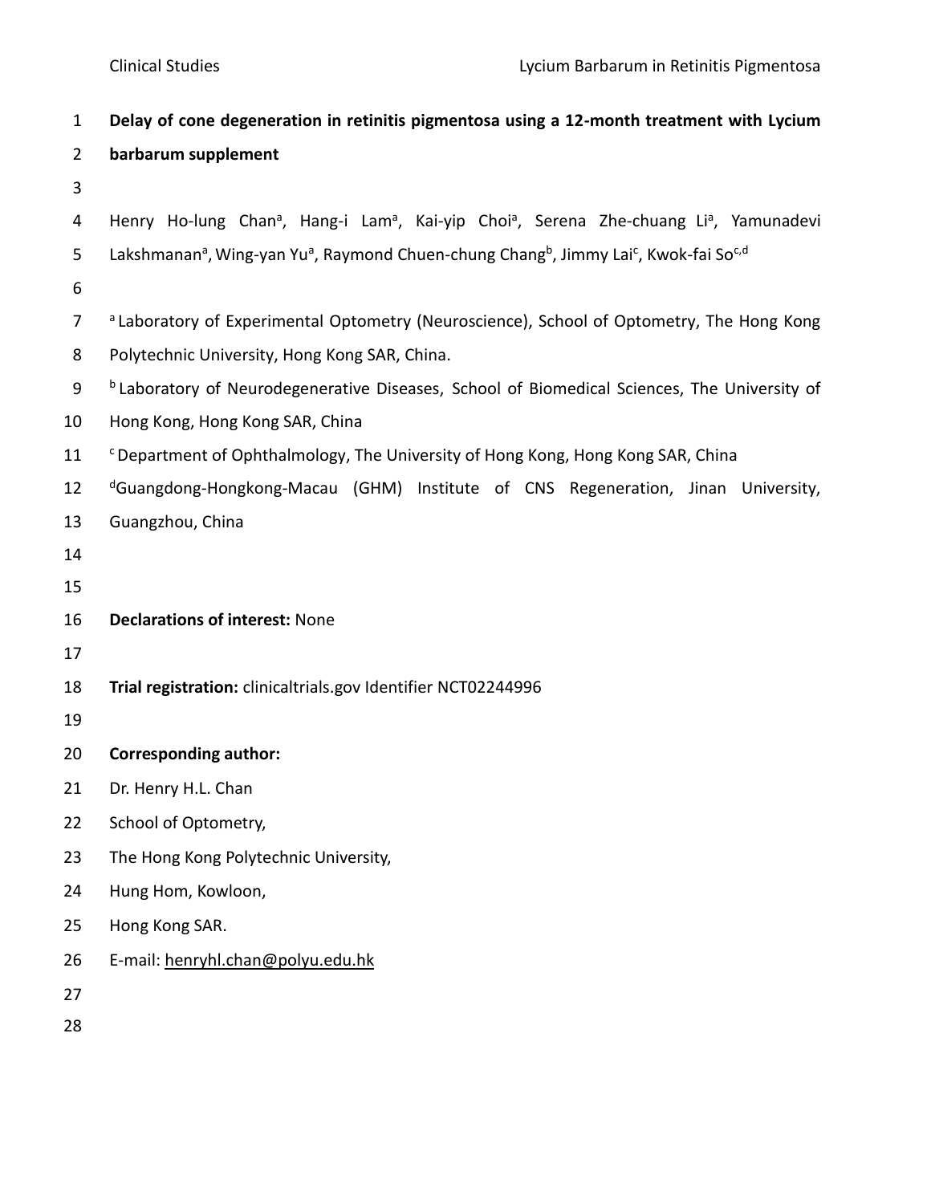# Delay of cone degeneration in retinitis pigmentosa using a 12-month treatment with Lycium barbarum supplement

Henry Ho-lung Chan[a], Hang-i Lam[a], Kai-yip Choi[a], Serena Zhe-chuang Li[a], Yamunadevi Lakshmanan[a], Wing-yan Yu[a], Raymond Chuen-chung Chang[b], Jimmy Lai[c], Kwok-fai So[c,d]

[a] Laboratory of Experimental Optometry (Neuroscience), School of Optometry, The Hong Kong Polytechnic University, Hong Kong SAR, China.

[b] Laboratory of Neurodegenerative Diseases, School of Biomedical Sciences, The University of Hong Kong, Hong Kong SAR, China

[c] Department of Ophthalmology, The University of Hong Kong, Hong Kong SAR, China

[d] Guangdong-Hongkong-Macau (GHM) Institute of CNS Regeneration, Jinan University, Guangzhou, China

**Declarations of interest:** None

**Trial registration:** clinicaltrials.gov Identifier NCT02244996

**Corresponding author:**

Dr. Henry H.L. Chan

School of Optometry,

The Hong Kong Polytechnic University,

Hung Hom, Kowloon,

Hong Kong SAR.

E-mail: henryhl.chan@polyu.edu.hk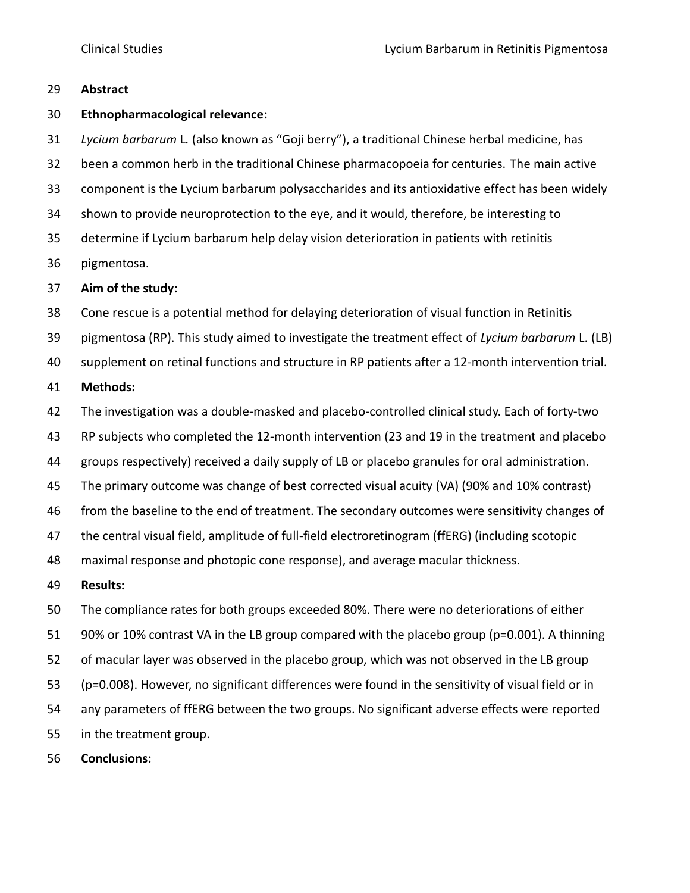## Abstract

### Ethnopharmacological relevance:

*Lycium barbarum* L. (also known as "Goji berry"), a traditional Chinese herbal medicine, has been a common herb in the traditional Chinese pharmacopoeia for centuries. The main active component is the Lycium barbarum polysaccharides and its antioxidative effect has been widely shown to provide neuroprotection to the eye, and it would, therefore, be interesting to determine if Lycium barbarum help delay vision deterioration in patients with retinitis pigmentosa.

### Aim of the study:

Cone rescue is a potential method for delaying deterioration of visual function in Retinitis pigmentosa (RP). This study aimed to investigate the treatment effect of *Lycium barbarum* L. (LB) supplement on retinal functions and structure in RP patients after a 12-month intervention trial.

### Methods:

The investigation was a double-masked and placebo-controlled clinical study. Each of forty-two RP subjects who completed the 12-month intervention (23 and 19 in the treatment and placebo groups respectively) received a daily supply of LB or placebo granules for oral administration. The primary outcome was change of best corrected visual acuity (VA) (90% and 10% contrast) from the baseline to the end of treatment. The secondary outcomes were sensitivity changes of the central visual field, amplitude of full-field electroretinogram (ffERG) (including scotopic maximal response and photopic cone response), and average macular thickness.

### Results:

The compliance rates for both groups exceeded 80%. There were no deteriorations of either 90% or 10% contrast VA in the LB group compared with the placebo group ($p=0.001$). A thinning of macular layer was observed in the placebo group, which was not observed in the LB group ($p=0.008$). However, no significant differences were found in the sensitivity of visual field or in any parameters of ffERG between the two groups. No significant adverse effects were reported in the treatment group.

### Conclusions: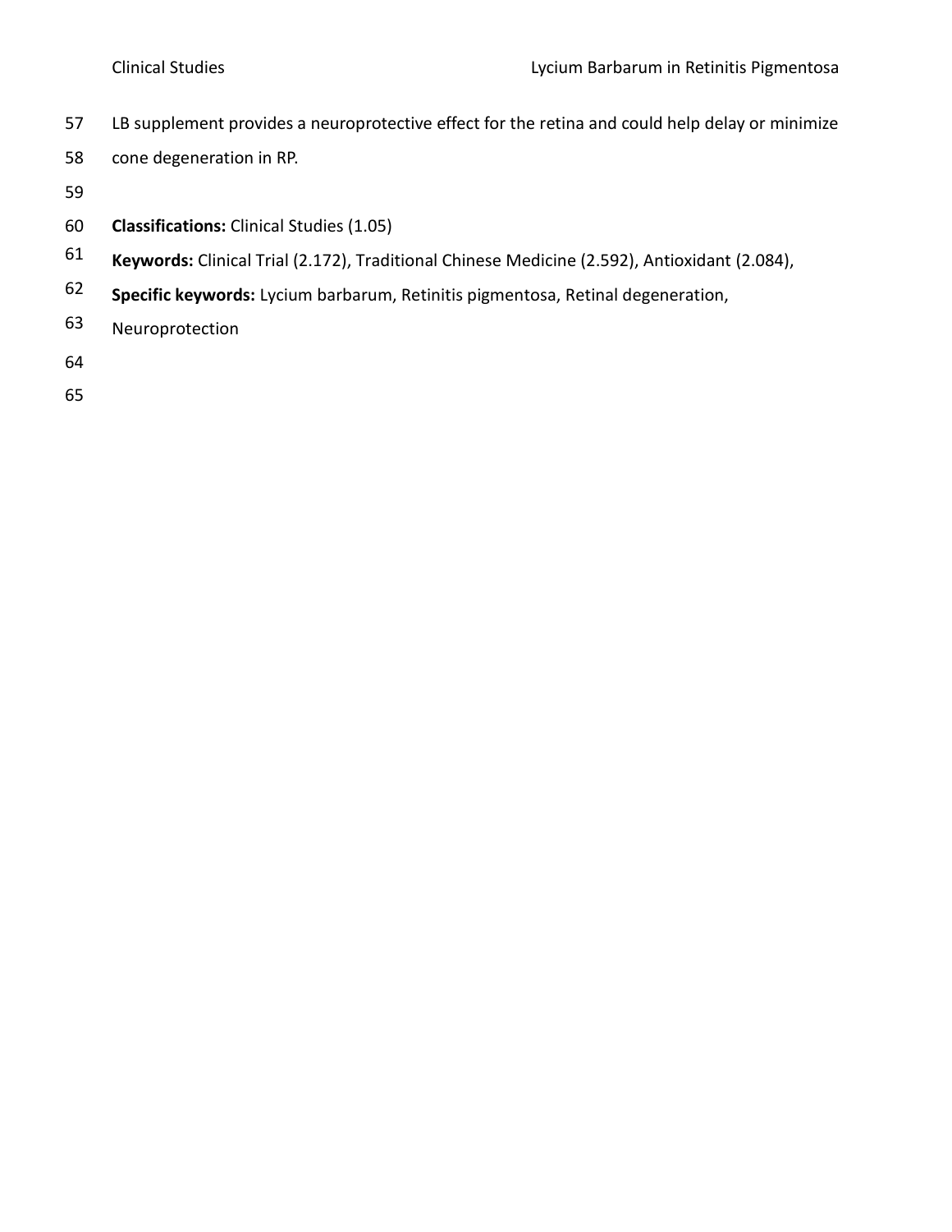LB supplement provides a neuroprotective effect for the retina and could help delay or minimize cone degeneration in RP.

**Classifications:** Clinical Studies (1.05)

**Keywords:** Clinical Trial (2.172), Traditional Chinese Medicine (2.592), Antioxidant (2.084),

**Specific keywords:** Lycium barbarum, Retinitis pigmentosa, Retinal degeneration, Neuroprotection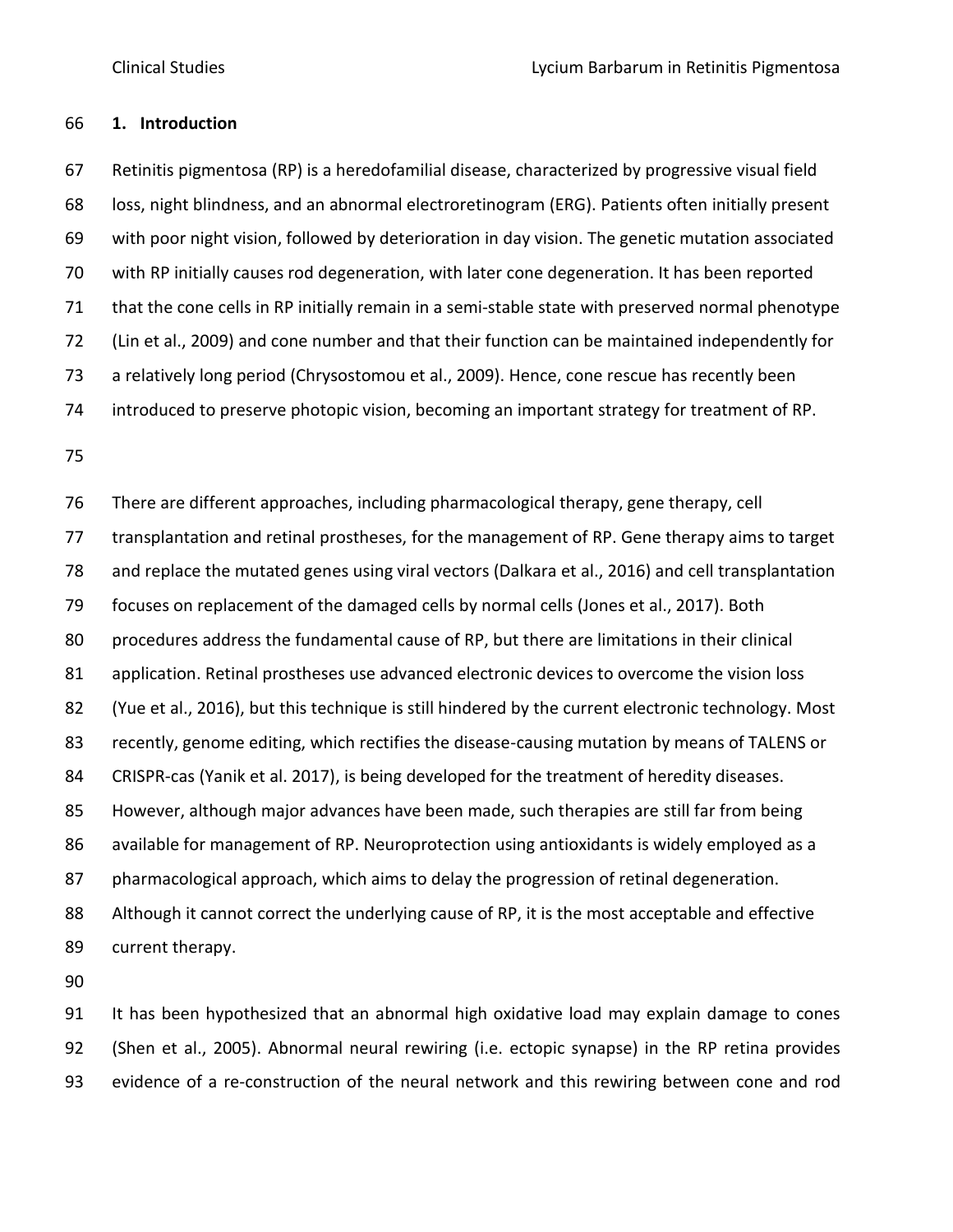## 1. Introduction

Retinitis pigmentosa (RP) is a heredofamilial disease, characterized by progressive visual field loss, night blindness, and an abnormal electroretinogram (ERG). Patients often initially present with poor night vision, followed by deterioration in day vision. The genetic mutation associated with RP initially causes rod degeneration, with later cone degeneration. It has been reported that the cone cells in RP initially remain in a semi-stable state with preserved normal phenotype (Lin et al., 2009) and cone number and that their function can be maintained independently for a relatively long period (Chrysostomou et al., 2009). Hence, cone rescue has recently been introduced to preserve photopic vision, becoming an important strategy for treatment of RP.

There are different approaches, including pharmacological therapy, gene therapy, cell transplantation and retinal prostheses, for the management of RP. Gene therapy aims to target and replace the mutated genes using viral vectors (Dalkara et al., 2016) and cell transplantation focuses on replacement of the damaged cells by normal cells (Jones et al., 2017). Both procedures address the fundamental cause of RP, but there are limitations in their clinical application. Retinal prostheses use advanced electronic devices to overcome the vision loss (Yue et al., 2016), but this technique is still hindered by the current electronic technology. Most recently, genome editing, which rectifies the disease-causing mutation by means of TALENS or CRISPR-cas (Yanik et al. 2017), is being developed for the treatment of heredity diseases. However, although major advances have been made, such therapies are still far from being available for management of RP. Neuroprotection using antioxidants is widely employed as a pharmacological approach, which aims to delay the progression of retinal degeneration. Although it cannot correct the underlying cause of RP, it is the most acceptable and effective current therapy.

It has been hypothesized that an abnormal high oxidative load may explain damage to cones (Shen et al., 2005). Abnormal neural rewiring (i.e. ectopic synapse) in the RP retina provides evidence of a re-construction of the neural network and this rewiring between cone and rod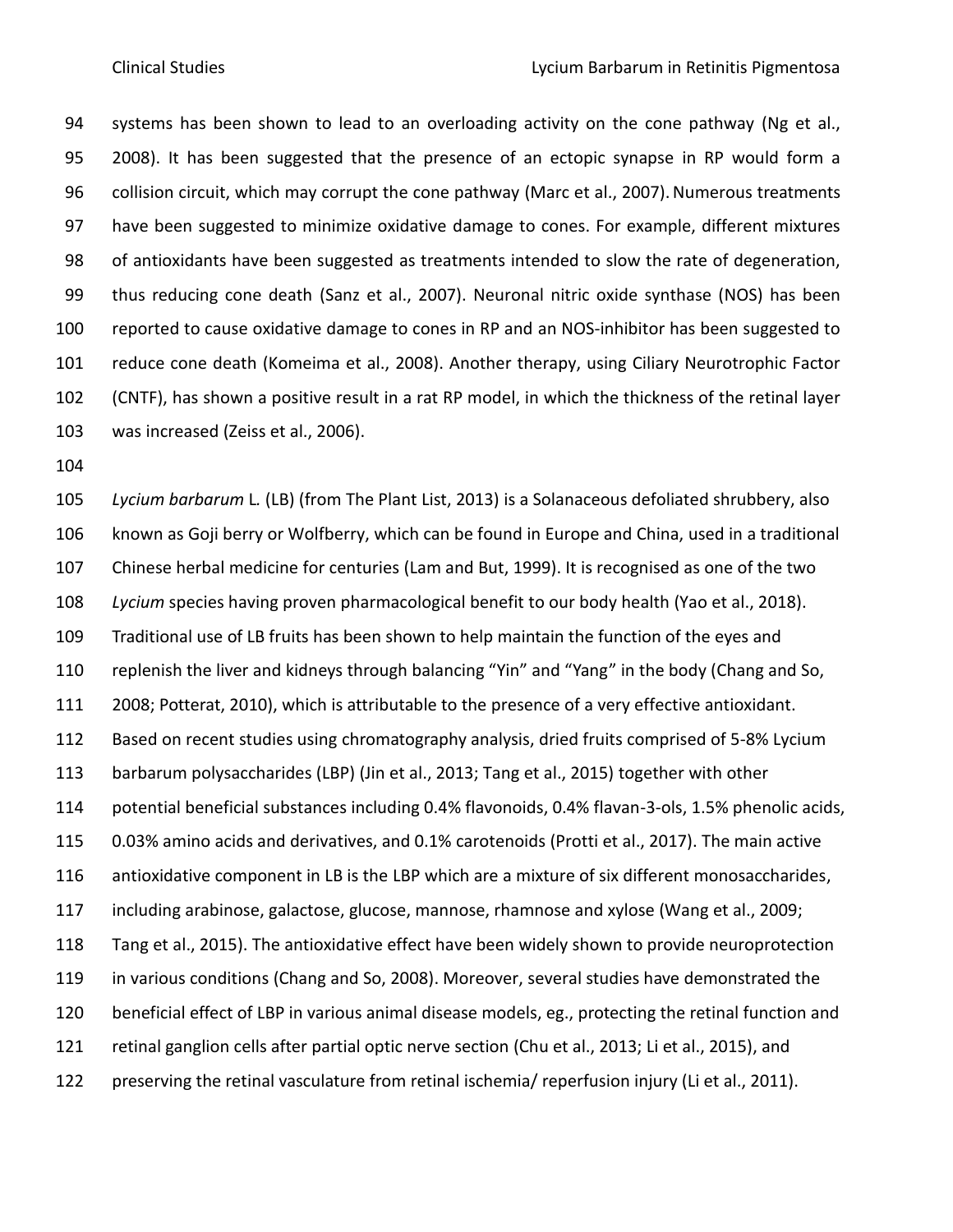systems has been shown to lead to an overloading activity on the cone pathway (Ng et al., 2008). It has been suggested that the presence of an ectopic synapse in RP would form a collision circuit, which may corrupt the cone pathway (Marc et al., 2007). Numerous treatments have been suggested to minimize oxidative damage to cones. For example, different mixtures of antioxidants have been suggested as treatments intended to slow the rate of degeneration, thus reducing cone death (Sanz et al., 2007). Neuronal nitric oxide synthase (NOS) has been reported to cause oxidative damage to cones in RP and an NOS-inhibitor has been suggested to reduce cone death (Komeima et al., 2008). Another therapy, using Ciliary Neurotrophic Factor (CNTF), has shown a positive result in a rat RP model, in which the thickness of the retinal layer was increased (Zeiss et al., 2006).

*Lycium barbarum* L. (LB) (from The Plant List, 2013) is a Solanaceous defoliated shrubbery, also known as Goji berry or Wolfberry, which can be found in Europe and China, used in a traditional Chinese herbal medicine for centuries (Lam and But, 1999). It is recognised as one of the two *Lycium* species having proven pharmacological benefit to our body health (Yao et al., 2018). Traditional use of LB fruits has been shown to help maintain the function of the eyes and replenish the liver and kidneys through balancing "Yin" and "Yang" in the body (Chang and So, 2008; Potterat, 2010), which is attributable to the presence of a very effective antioxidant. Based on recent studies using chromatography analysis, dried fruits comprised of 5-8% Lycium barbarum polysaccharides (LBP) (Jin et al., 2013; Tang et al., 2015) together with other potential beneficial substances including 0.4% flavonoids, 0.4% flavan-3-ols, 1.5% phenolic acids, 0.03% amino acids and derivatives, and 0.1% carotenoids (Protti et al., 2017). The main active antioxidative component in LB is the LBP which are a mixture of six different monosaccharides, including arabinose, galactose, glucose, mannose, rhamnose and xylose (Wang et al., 2009; Tang et al., 2015). The antioxidative effect have been widely shown to provide neuroprotection in various conditions (Chang and So, 2008). Moreover, several studies have demonstrated the beneficial effect of LBP in various animal disease models, eg., protecting the retinal function and retinal ganglion cells after partial optic nerve section (Chu et al., 2013; Li et al., 2015), and preserving the retinal vasculature from retinal ischemia/ reperfusion injury (Li et al., 2011).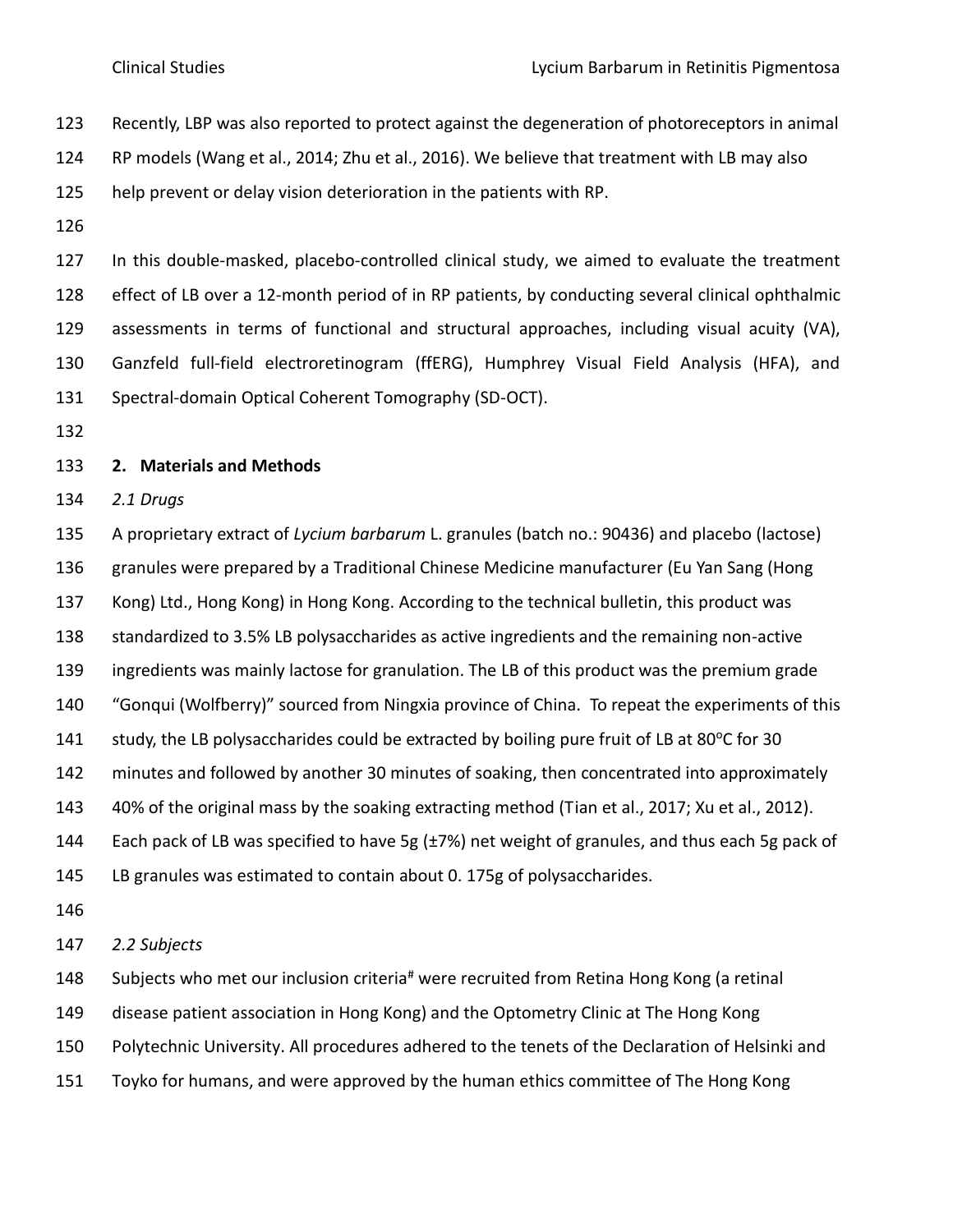Recently, LBP was also reported to protect against the degeneration of photoreceptors in animal RP models (Wang et al., 2014; Zhu et al., 2016). We believe that treatment with LB may also help prevent or delay vision deterioration in the patients with RP.

In this double-masked, placebo-controlled clinical study, we aimed to evaluate the treatment effect of LB over a 12-month period of in RP patients, by conducting several clinical ophthalmic assessments in terms of functional and structural approaches, including visual acuity (VA), Ganzfeld full-field electroretinogram (ffERG), Humphrey Visual Field Analysis (HFA), and Spectral-domain Optical Coherent Tomography (SD-OCT).

## 2. Materials and Methods

### *2.1 Drugs*

A proprietary extract of *Lycium barbarum* L. granules (batch no.: 90436) and placebo (lactose) granules were prepared by a Traditional Chinese Medicine manufacturer (Eu Yan Sang (Hong Kong) Ltd., Hong Kong) in Hong Kong. According to the technical bulletin, this product was standardized to 3.5% LB polysaccharides as active ingredients and the remaining non-active ingredients was mainly lactose for granulation. The LB of this product was the premium grade "Gonqui (Wolfberry)" sourced from Ningxia province of China. To repeat the experiments of this study, the LB polysaccharides could be extracted by boiling pure fruit of LB at 80$^{o}$C for 30 minutes and followed by another 30 minutes of soaking, then concentrated into approximately 40% of the original mass by the soaking extracting method (Tian et al., 2017; Xu et al., 2012). Each pack of LB was specified to have 5g (±7%) net weight of granules, and thus each 5g pack of LB granules was estimated to contain about 0. 175g of polysaccharides.

### *2.2 Subjects*

Subjects who met our inclusion criteria[#] were recruited from Retina Hong Kong (a retinal disease patient association in Hong Kong) and the Optometry Clinic at The Hong Kong Polytechnic University. All procedures adhered to the tenets of the Declaration of Helsinki and Toyko for humans, and were approved by the human ethics committee of The Hong Kong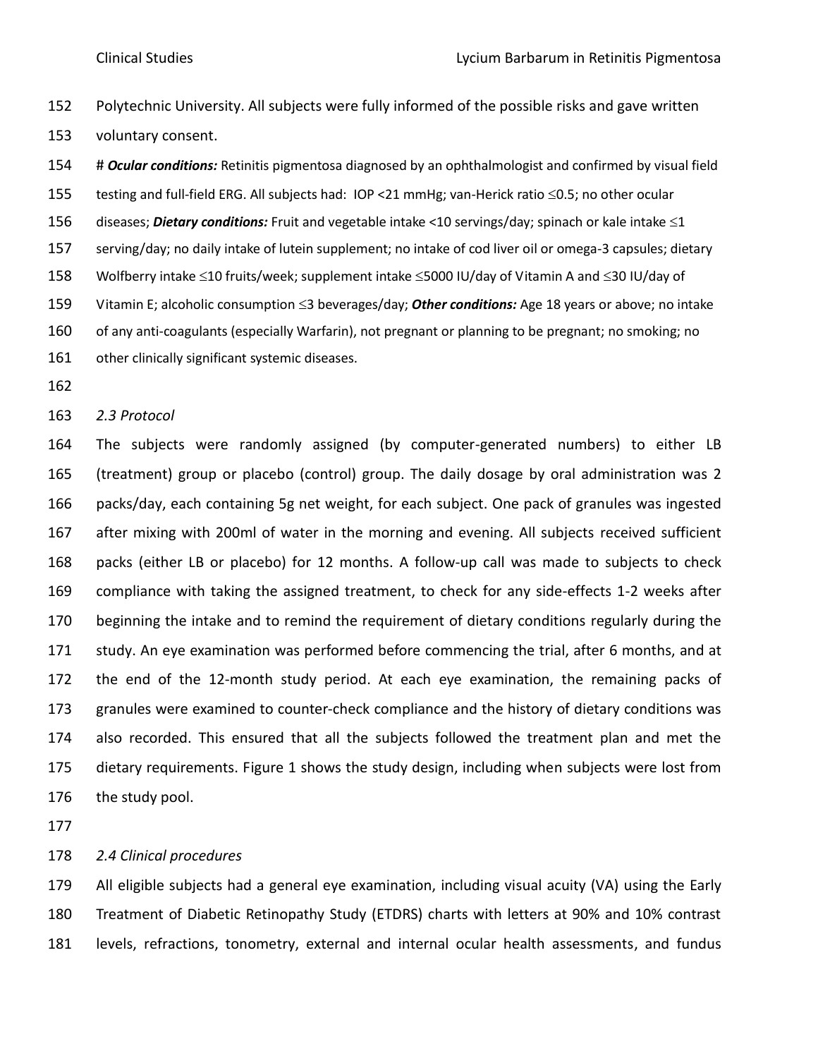Polytechnic University. All subjects were fully informed of the possible risks and gave written voluntary consent.

# ***Ocular conditions:*** Retinitis pigmentosa diagnosed by an ophthalmologist and confirmed by visual field testing and full-field ERG. All subjects had: IOP <21 mmHg; van-Herick ratio ≤0.5; no other ocular diseases; ***Dietary conditions:*** Fruit and vegetable intake <10 servings/day; spinach or kale intake ≤1 serving/day; no daily intake of lutein supplement; no intake of cod liver oil or omega-3 capsules; dietary Wolfberry intake ≤10 fruits/week; supplement intake ≤5000 IU/day of Vitamin A and ≤30 IU/day of Vitamin E; alcoholic consumption ≤3 beverages/day; ***Other conditions:*** Age 18 years or above; no intake of any anti-coagulants (especially Warfarin), not pregnant or planning to be pregnant; no smoking; no other clinically significant systemic diseases.

*2.3 Protocol*

The subjects were randomly assigned (by computer-generated numbers) to either LB (treatment) group or placebo (control) group. The daily dosage by oral administration was 2 packs/day, each containing 5g net weight, for each subject. One pack of granules was ingested after mixing with 200ml of water in the morning and evening. All subjects received sufficient packs (either LB or placebo) for 12 months. A follow-up call was made to subjects to check compliance with taking the assigned treatment, to check for any side-effects 1-2 weeks after beginning the intake and to remind the requirement of dietary conditions regularly during the study. An eye examination was performed before commencing the trial, after 6 months, and at the end of the 12-month study period. At each eye examination, the remaining packs of granules were examined to counter-check compliance and the history of dietary conditions was also recorded. This ensured that all the subjects followed the treatment plan and met the dietary requirements. Figure 1 shows the study design, including when subjects were lost from the study pool.

*2.4 Clinical procedures*

All eligible subjects had a general eye examination, including visual acuity (VA) using the Early Treatment of Diabetic Retinopathy Study (ETDRS) charts with letters at 90% and 10% contrast levels, refractions, tonometry, external and internal ocular health assessments, and fundus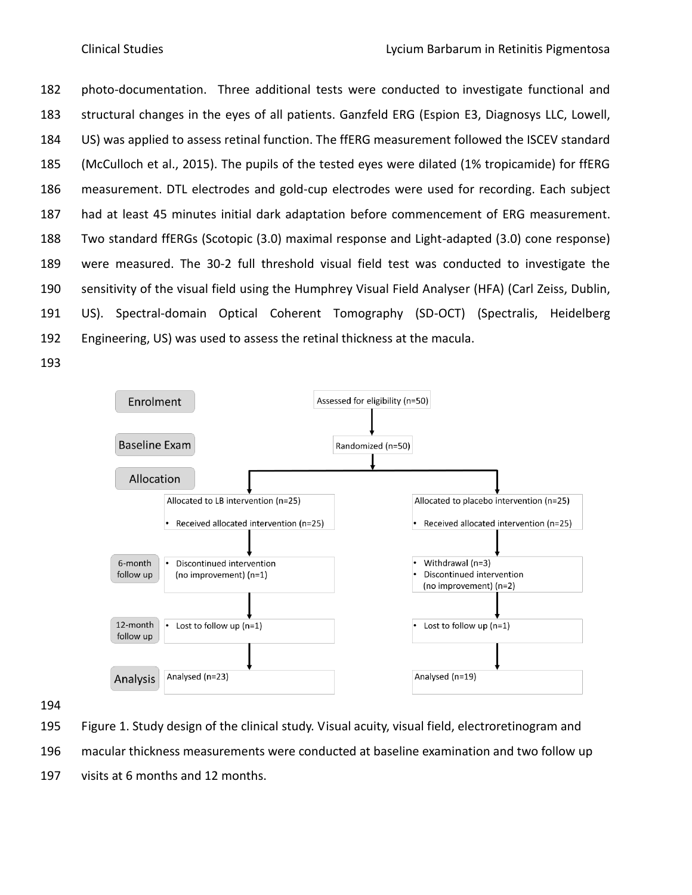photo-documentation. Three additional tests were conducted to investigate functional and structural changes in the eyes of all patients. Ganzfeld ERG (Espion E3, Diagnosys LLC, Lowell, US) was applied to assess retinal function. The ffERG measurement followed the ISCEV standard (McCulloch et al., 2015). The pupils of the tested eyes were dilated (1% tropicamide) for ffERG measurement. DTL electrodes and gold-cup electrodes were used for recording. Each subject had at least 45 minutes initial dark adaptation before commencement of ERG measurement. Two standard ffERGs (Scotopic (3.0) maximal response and Light-adapted (3.0) cone response) were measured. The 30-2 full threshold visual field test was conducted to investigate the sensitivity of the visual field using the Humphrey Visual Field Analyser (HFA) (Carl Zeiss, Dublin, US). Spectral-domain Optical Coherent Tomography (SD-OCT) (Spectralis, Heidelberg Engineering, US) was used to assess the retinal thickness at the macula.

Enrolment: Assessed for eligibility (n=50)

Baseline Exam: Randomized (n=50)

Allocation:

| | LB group | Placebo group |
|---|---|---|
| Allocation | Allocated to LB intervention (n=25)<br>• Received allocated intervention (n=25) | Allocated to placebo intervention (n=25)<br>• Received allocated intervention (n=25) |
| 6-month follow up | • Discontinued intervention (no improvement) (n=1) | • Withdrawal (n=3)<br>• Discontinued intervention (no improvement) (n=2) |
| 12-month follow up | • Lost to follow up (n=1) | • Lost to follow up (n=1) |
| Analysis | Analysed (n=23) | Analysed (n=19) |

Figure 1. Study design of the clinical study. Visual acuity, visual field, electroretinogram and macular thickness measurements were conducted at baseline examination and two follow up visits at 6 months and 12 months.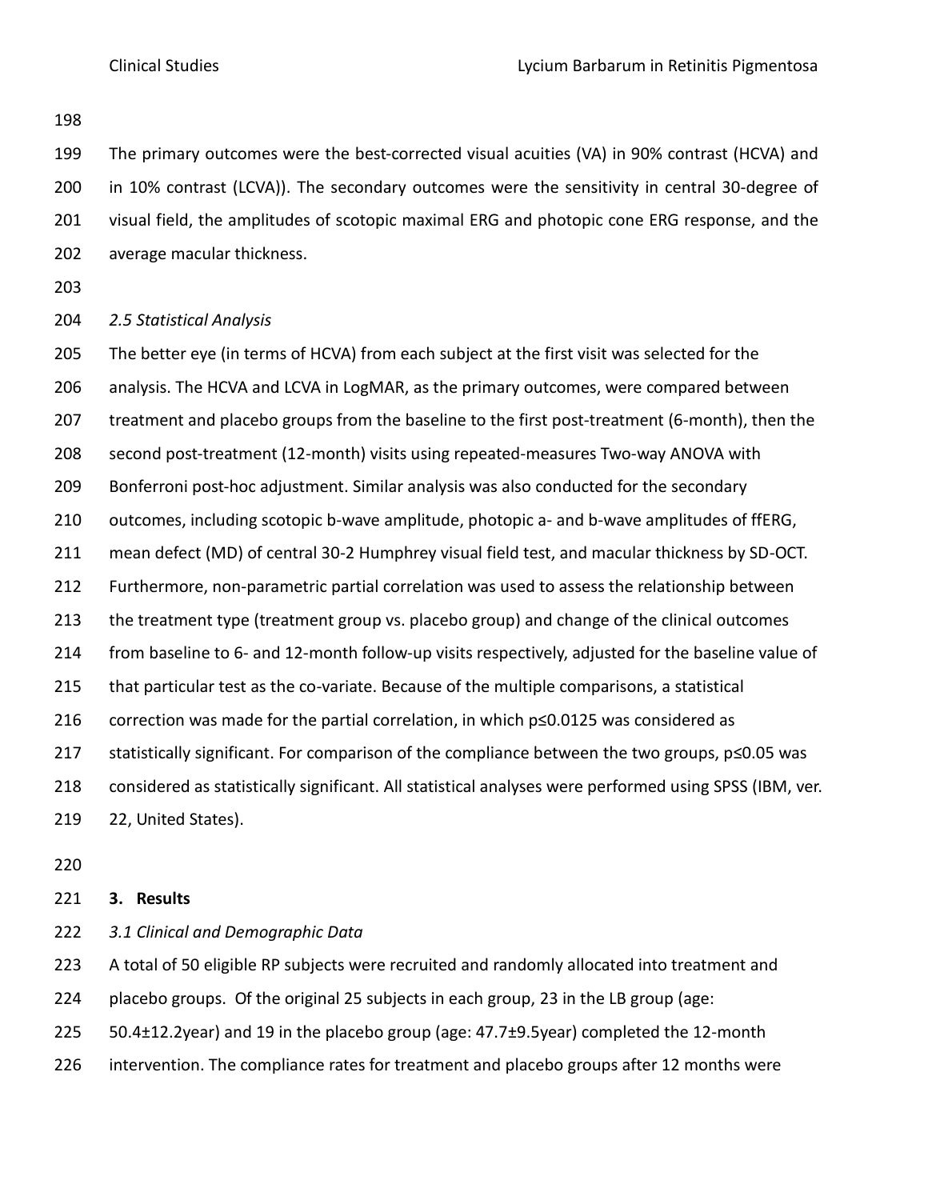The primary outcomes were the best-corrected visual acuities (VA) in 90% contrast (HCVA) and in 10% contrast (LCVA)). The secondary outcomes were the sensitivity in central 30-degree of visual field, the amplitudes of scotopic maximal ERG and photopic cone ERG response, and the average macular thickness.

### *2.5 Statistical Analysis*

The better eye (in terms of HCVA) from each subject at the first visit was selected for the analysis. The HCVA and LCVA in LogMAR, as the primary outcomes, were compared between treatment and placebo groups from the baseline to the first post-treatment (6-month), then the second post-treatment (12-month) visits using repeated-measures Two-way ANOVA with Bonferroni post-hoc adjustment. Similar analysis was also conducted for the secondary outcomes, including scotopic b-wave amplitude, photopic a- and b-wave amplitudes of ffERG, mean defect (MD) of central 30-2 Humphrey visual field test, and macular thickness by SD-OCT. Furthermore, non-parametric partial correlation was used to assess the relationship between the treatment type (treatment group vs. placebo group) and change of the clinical outcomes from baseline to 6- and 12-month follow-up visits respectively, adjusted for the baseline value of that particular test as the co-variate. Because of the multiple comparisons, a statistical correction was made for the partial correlation, in which $p \leq 0.0125$ was considered as statistically significant. For comparison of the compliance between the two groups, $p \leq 0.05$ was considered as statistically significant. All statistical analyses were performed using SPSS (IBM, ver. 22, United States).

## 3. Results

### *3.1 Clinical and Demographic Data*

A total of 50 eligible RP subjects were recruited and randomly allocated into treatment and placebo groups. Of the original 25 subjects in each group, 23 in the LB group (age: 50.4±12.2year) and 19 in the placebo group (age: 47.7±9.5year) completed the 12-month intervention. The compliance rates for treatment and placebo groups after 12 months were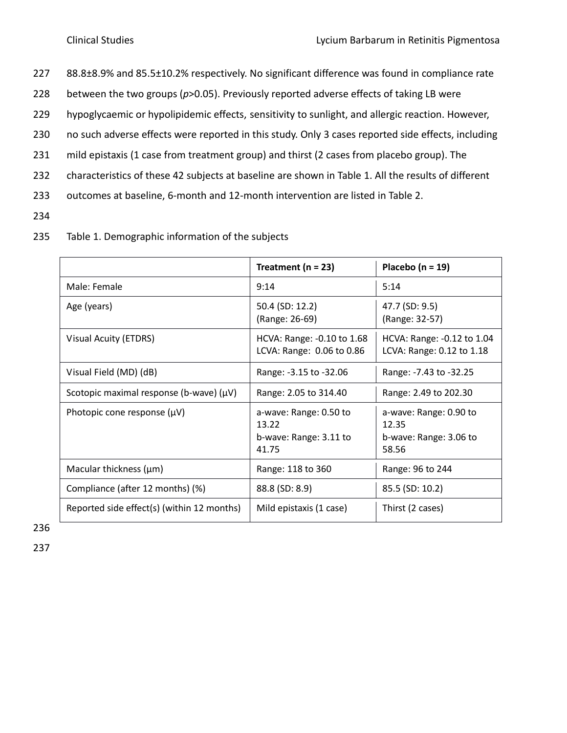88.8±8.9% and 85.5±10.2% respectively. No significant difference was found in compliance rate between the two groups ($p>0.05$). Previously reported adverse effects of taking LB were hypoglycaemic or hypolipidemic effects, sensitivity to sunlight, and allergic reaction. However, no such adverse effects were reported in this study. Only 3 cases reported side effects, including mild epistaxis (1 case from treatment group) and thirst (2 cases from placebo group). The characteristics of these 42 subjects at baseline are shown in Table 1. All the results of different outcomes at baseline, 6-month and 12-month intervention are listed in Table 2.

Table 1. Demographic information of the subjects

| | **Treatment (n = 23)** | **Placebo (n = 19)** |
|---|---|---|
| Male: Female | 9:14 | 5:14 |
| Age (years) | 50.4 (SD: 12.2)<br>(Range: 26-69) | 47.7 (SD: 9.5)<br>(Range: 32-57) |
| Visual Acuity (ETDRS) | HCVA: Range: -0.10 to 1.68<br>LCVA: Range: 0.06 to 0.86 | HCVA: Range: -0.12 to 1.04<br>LCVA: Range: 0.12 to 1.18 |
| Visual Field (MD) (dB) | Range: -3.15 to -32.06 | Range: -7.43 to -32.25 |
| Scotopic maximal response (b-wave) (μV) | Range: 2.05 to 314.40 | Range: 2.49 to 202.30 |
| Photopic cone response (μV) | a-wave: Range: 0.50 to 13.22<br>b-wave: Range: 3.11 to 41.75 | a-wave: Range: 0.90 to 12.35<br>b-wave: Range: 3.06 to 58.56 |
| Macular thickness (μm) | Range: 118 to 360 | Range: 96 to 244 |
| Compliance (after 12 months) (%) | 88.8 (SD: 8.9) | 85.5 (SD: 10.2) |
| Reported side effect(s) (within 12 months) | Mild epistaxis (1 case) | Thirst (2 cases) |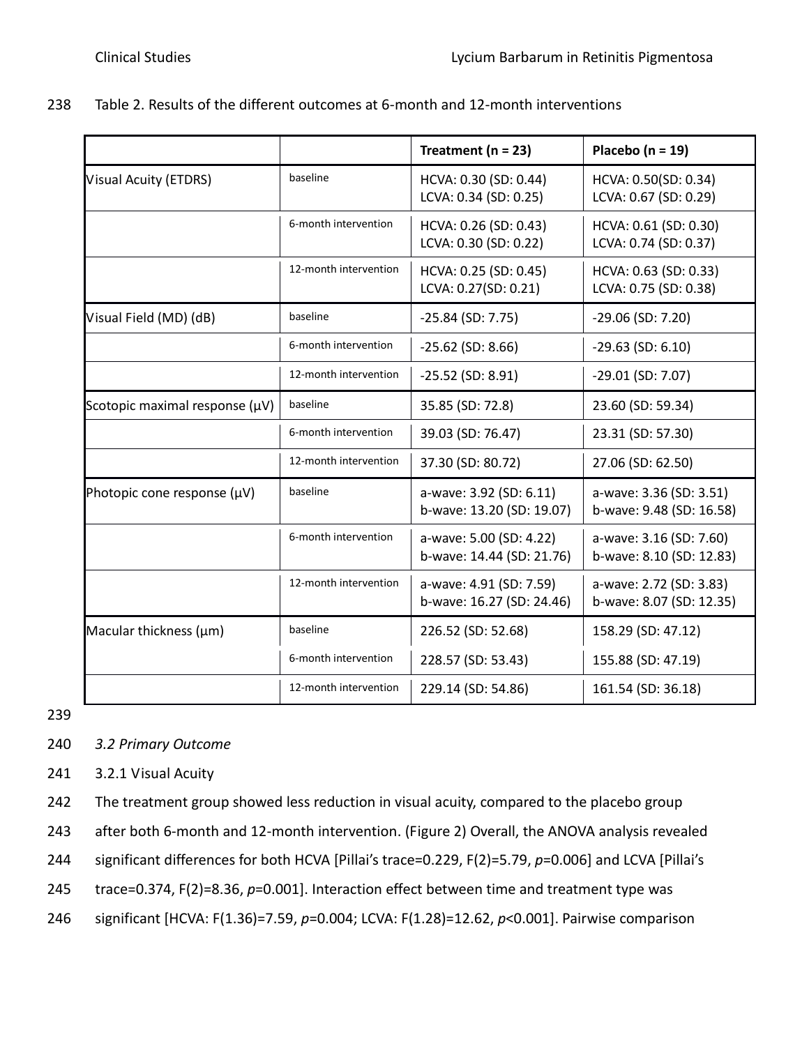Table 2. Results of the different outcomes at 6-month and 12-month interventions

| | | Treatment (n = 23) | Placebo (n = 19) |
|---|---|---|---|
| Visual Acuity (ETDRS) | baseline | HCVA: 0.30 (SD: 0.44)<br>LCVA: 0.34 (SD: 0.25) | HCVA: 0.50(SD: 0.34)<br>LCVA: 0.67 (SD: 0.29) |
| | 6-month intervention | HCVA: 0.26 (SD: 0.43)<br>LCVA: 0.30 (SD: 0.22) | HCVA: 0.61 (SD: 0.30)<br>LCVA: 0.74 (SD: 0.37) |
| | 12-month intervention | HCVA: 0.25 (SD: 0.45)<br>LCVA: 0.27(SD: 0.21) | HCVA: 0.63 (SD: 0.33)<br>LCVA: 0.75 (SD: 0.38) |
| Visual Field (MD) (dB) | baseline | -25.84 (SD: 7.75) | -29.06 (SD: 7.20) |
| | 6-month intervention | -25.62 (SD: 8.66) | -29.63 (SD: 6.10) |
| | 12-month intervention | -25.52 (SD: 8.91) | -29.01 (SD: 7.07) |
| Scotopic maximal response (μV) | baseline | 35.85 (SD: 72.8) | 23.60 (SD: 59.34) |
| | 6-month intervention | 39.03 (SD: 76.47) | 23.31 (SD: 57.30) |
| | 12-month intervention | 37.30 (SD: 80.72) | 27.06 (SD: 62.50) |
| Photopic cone response (μV) | baseline | a-wave: 3.92 (SD: 6.11)<br>b-wave: 13.20 (SD: 19.07) | a-wave: 3.36 (SD: 3.51)<br>b-wave: 9.48 (SD: 16.58) |
| | 6-month intervention | a-wave: 5.00 (SD: 4.22)<br>b-wave: 14.44 (SD: 21.76) | a-wave: 3.16 (SD: 7.60)<br>b-wave: 8.10 (SD: 12.83) |
| | 12-month intervention | a-wave: 4.91 (SD: 7.59)<br>b-wave: 16.27 (SD: 24.46) | a-wave: 2.72 (SD: 3.83)<br>b-wave: 8.07 (SD: 12.35) |
| Macular thickness (μm) | baseline | 226.52 (SD: 52.68) | 158.29 (SD: 47.12) |
| | 6-month intervention | 228.57 (SD: 53.43) | 155.88 (SD: 47.19) |
| | 12-month intervention | 229.14 (SD: 54.86) | 161.54 (SD: 36.18) |

### *3.2 Primary Outcome*

#### 3.2.1 Visual Acuity

The treatment group showed less reduction in visual acuity, compared to the placebo group after both 6-month and 12-month intervention. (Figure 2) Overall, the ANOVA analysis revealed significant differences for both HCVA [Pillai's trace=0.229, $F(2)=5.79$, $p=0.006$] and LCVA [Pillai's trace=0.374, $F(2)=8.36$, $p=0.001$]. Interaction effect between time and treatment type was significant [HCVA: $F(1.36)=7.59$, $p=0.004$; LCVA: $F(1.28)=12.62$, $p<0.001$]. Pairwise comparison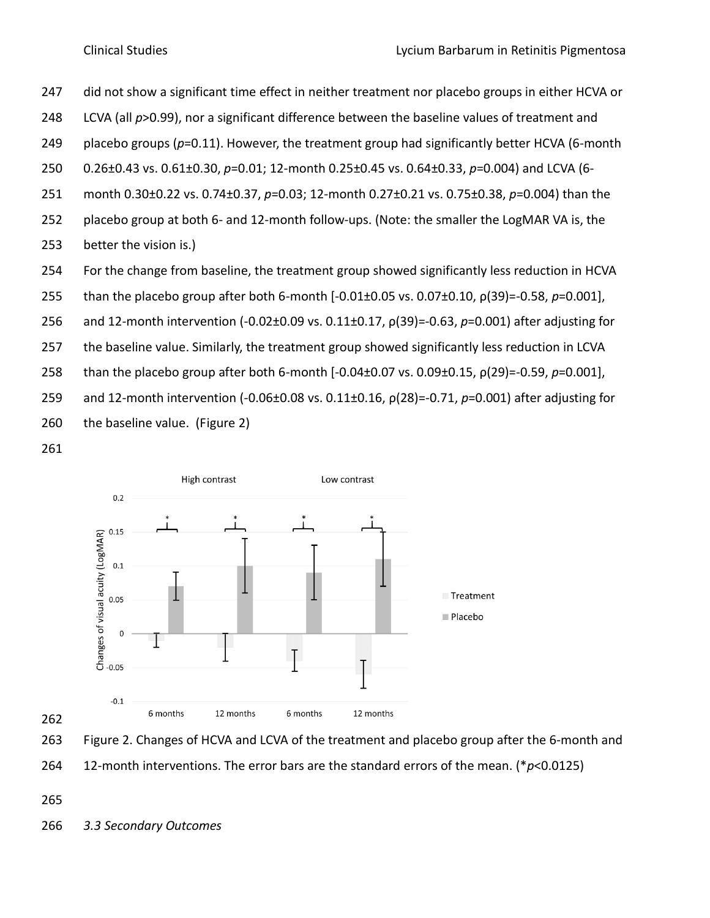did not show a significant time effect in neither treatment nor placebo groups in either HCVA or LCVA (all $p>0.99$), nor a significant difference between the baseline values of treatment and placebo groups ($p=0.11$). However, the treatment group had significantly better HCVA (6-month 0.26±0.43 vs. 0.61±0.30, $p=0.01$; 12-month 0.25±0.45 vs. 0.64±0.33, $p=0.004$) and LCVA (6-month 0.30±0.22 vs. 0.74±0.37, $p=0.03$; 12-month 0.27±0.21 vs. 0.75±0.38, $p=0.004$) than the placebo group at both 6- and 12-month follow-ups. (Note: the smaller the LogMAR VA is, the better the vision is.)

For the change from baseline, the treatment group showed significantly less reduction in HCVA than the placebo group after both 6-month [-0.01±0.05 vs. 0.07±0.10, $\rho(39)=-0.58$, $p=0.001$], and 12-month intervention (-0.02±0.09 vs. 0.11±0.17, $\rho(39)=-0.63$, $p=0.001$) after adjusting for the baseline value. Similarly, the treatment group showed significantly less reduction in LCVA than the placebo group after both 6-month [-0.04±0.07 vs. 0.09±0.15, $\rho(29)=-0.59$, $p=0.001$], and 12-month intervention (-0.06±0.08 vs. 0.11±0.16, $\rho(28)=-0.71$, $p=0.001$) after adjusting for the baseline value. (Figure 2)

Figure 2. Changes of HCVA and LCVA of the treatment and placebo group after the 6-month and 12-month interventions. The error bars are the standard errors of the mean. (*$p<0.0125$)

*3.3 Secondary Outcomes*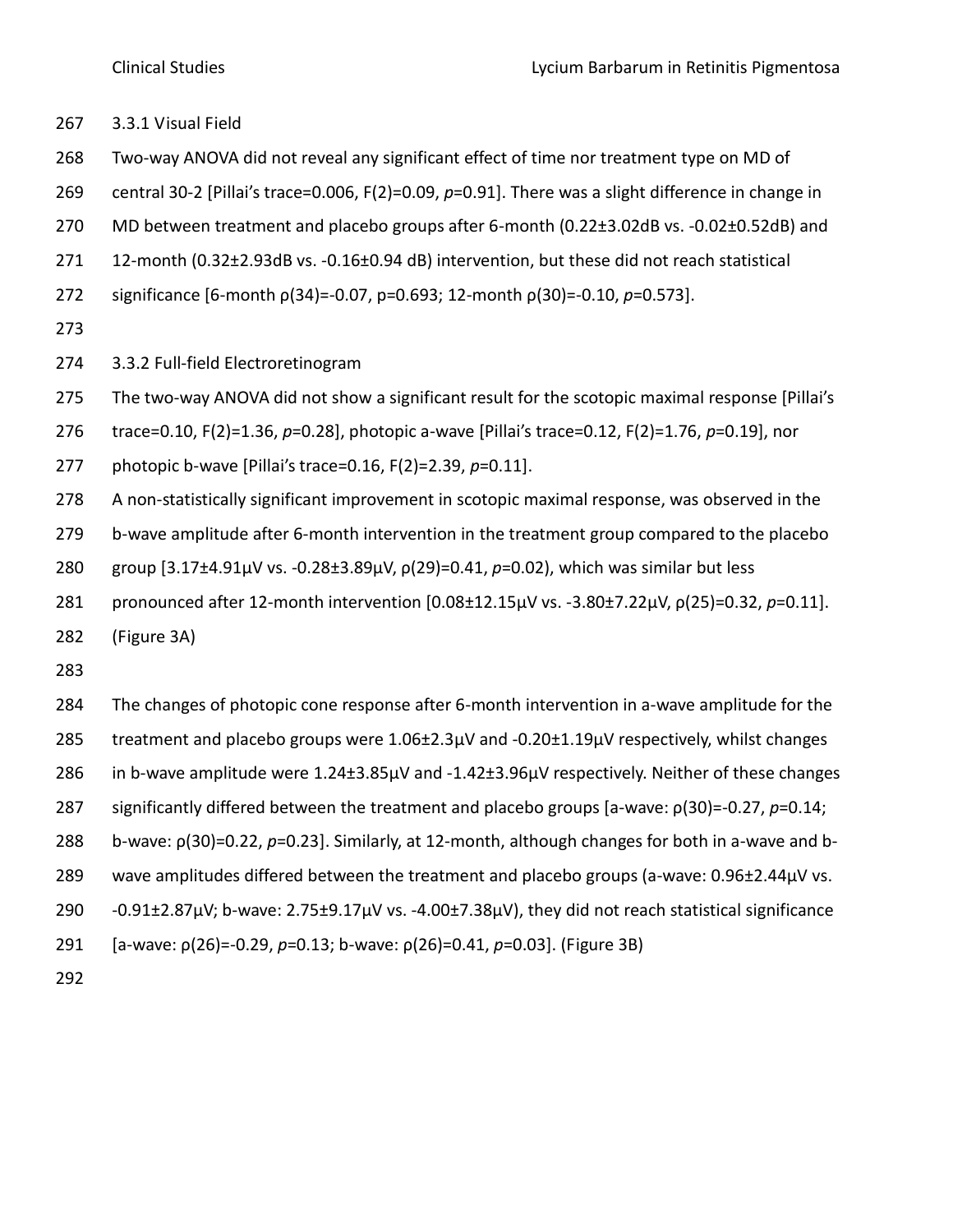### 3.3.1 Visual Field

Two-way ANOVA did not reveal any significant effect of time nor treatment type on MD of central 30-2 [Pillai's trace=0.006, $F(2)=0.09$, $p=0.91$]. There was a slight difference in change in MD between treatment and placebo groups after 6-month (0.22±3.02dB vs. -0.02±0.52dB) and 12-month (0.32±2.93dB vs. -0.16±0.94 dB) intervention, but these did not reach statistical significance [6-month $\rho(34)=-0.07$, $p=0.693$; 12-month $\rho(30)=-0.10$, $p=0.573$].

### 3.3.2 Full-field Electroretinogram

The two-way ANOVA did not show a significant result for the scotopic maximal response [Pillai's trace=0.10, $F(2)=1.36$, $p=0.28$], photopic a-wave [Pillai's trace=0.12, $F(2)=1.76$, $p=0.19$], nor photopic b-wave [Pillai's trace=0.16, $F(2)=2.39$, $p=0.11$].

A non-statistically significant improvement in scotopic maximal response, was observed in the b-wave amplitude after 6-month intervention in the treatment group compared to the placebo group [3.17±4.91µV vs. -0.28±3.89µV, $\rho(29)=0.41$, $p=0.02$), which was similar but less pronounced after 12-month intervention [0.08±12.15µV vs. -3.80±7.22µV, $\rho(25)=0.32$, $p=0.11$]. (Figure 3A)

The changes of photopic cone response after 6-month intervention in a-wave amplitude for the treatment and placebo groups were 1.06±2.3µV and -0.20±1.19µV respectively, whilst changes in b-wave amplitude were 1.24±3.85µV and -1.42±3.96µV respectively. Neither of these changes significantly differed between the treatment and placebo groups [a-wave: $\rho(30)=-0.27$, $p=0.14$; b-wave: $\rho(30)=0.22$, $p=0.23$]. Similarly, at 12-month, although changes for both in a-wave and b-wave amplitudes differed between the treatment and placebo groups (a-wave: 0.96±2.44µV vs. -0.91±2.87µV; b-wave: 2.75±9.17µV vs. -4.00±7.38µV), they did not reach statistical significance [a-wave: $\rho(26)=-0.29$, $p=0.13$; b-wave: $\rho(26)=0.41$, $p=0.03$]. (Figure 3B)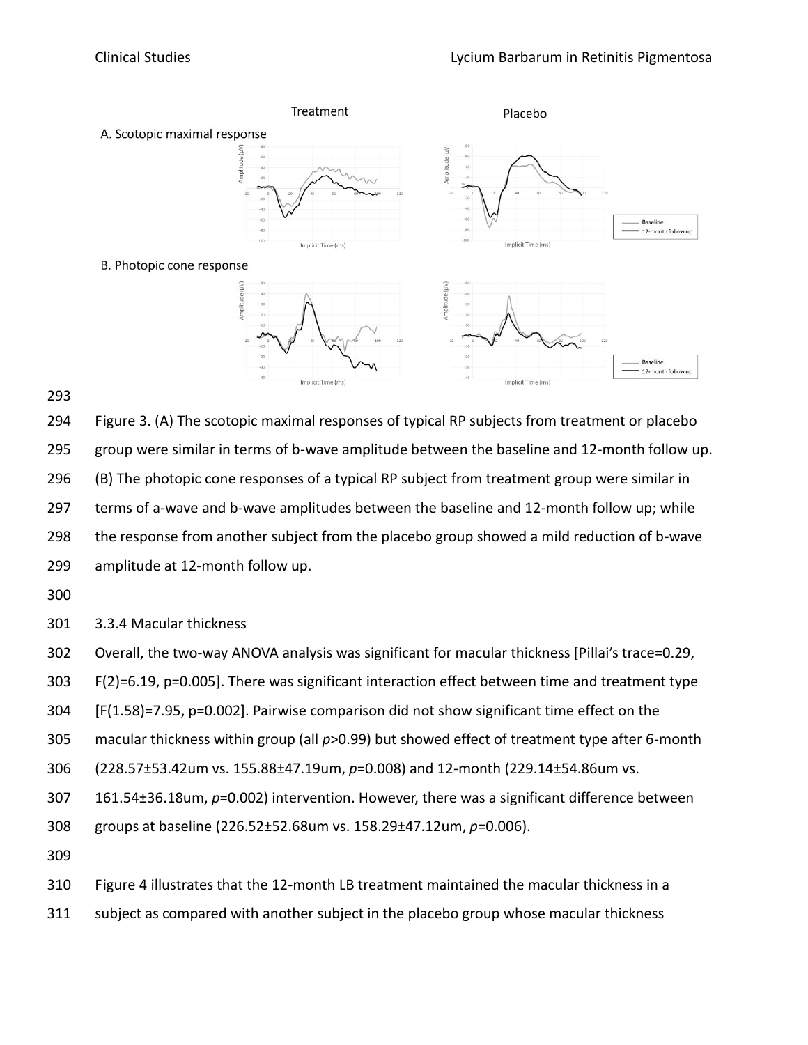Figure 3. (A) The scotopic maximal responses of typical RP subjects from treatment or placebo group were similar in terms of b-wave amplitude between the baseline and 12-month follow up. (B) The photopic cone responses of a typical RP subject from treatment group were similar in terms of a-wave and b-wave amplitudes between the baseline and 12-month follow up; while the response from another subject from the placebo group showed a mild reduction of b-wave amplitude at 12-month follow up.

### 3.3.4 Macular thickness

Overall, the two-way ANOVA analysis was significant for macular thickness [Pillai's trace=0.29, F(2)=6.19, p=0.005]. There was significant interaction effect between time and treatment type [F(1.58)=7.95, p=0.002]. Pairwise comparison did not show significant time effect on the macular thickness within group (all $p$>0.99) but showed effect of treatment type after 6-month (228.57±53.42um vs. 155.88±47.19um, $p$=0.008) and 12-month (229.14±54.86um vs. 161.54±36.18um, $p$=0.002) intervention. However, there was a significant difference between groups at baseline (226.52±52.68um vs. 158.29±47.12um, $p$=0.006).

Figure 4 illustrates that the 12-month LB treatment maintained the macular thickness in a subject as compared with another subject in the placebo group whose macular thickness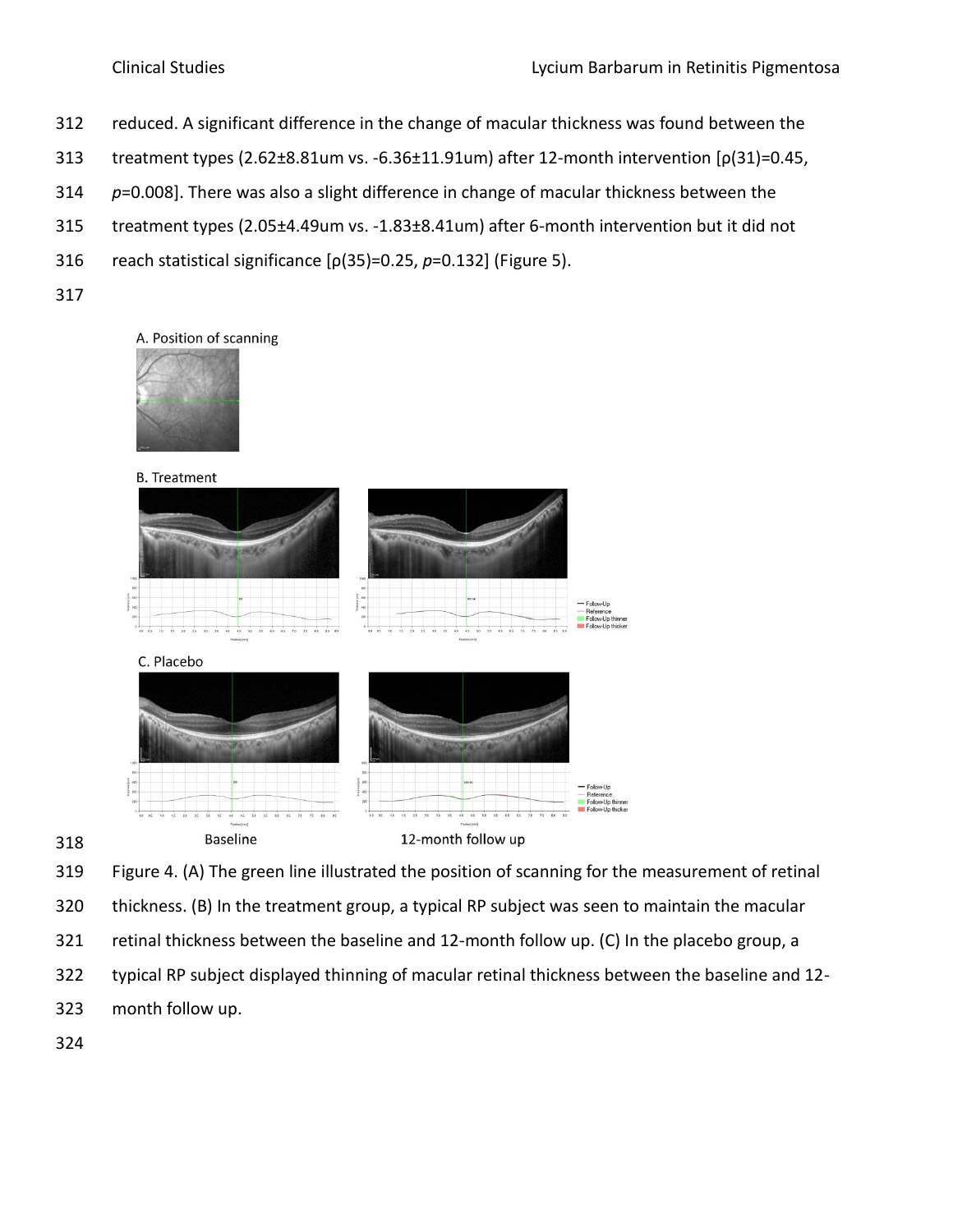reduced. A significant difference in the change of macular thickness was found between the treatment types (2.62±8.81um vs. -6.36±11.91um) after 12-month intervention [$\rho(31)=0.45$, $p=0.008$]. There was also a slight difference in change of macular thickness between the treatment types (2.05±4.49um vs. -1.83±8.41um) after 6-month intervention but it did not reach statistical significance [$\rho(35)=0.25$, $p=0.132$] (Figure 5).

Figure 4. (A) The green line illustrated the position of scanning for the measurement of retinal thickness. (B) In the treatment group, a typical RP subject was seen to maintain the macular retinal thickness between the baseline and 12-month follow up. (C) In the placebo group, a typical RP subject displayed thinning of macular retinal thickness between the baseline and 12-month follow up.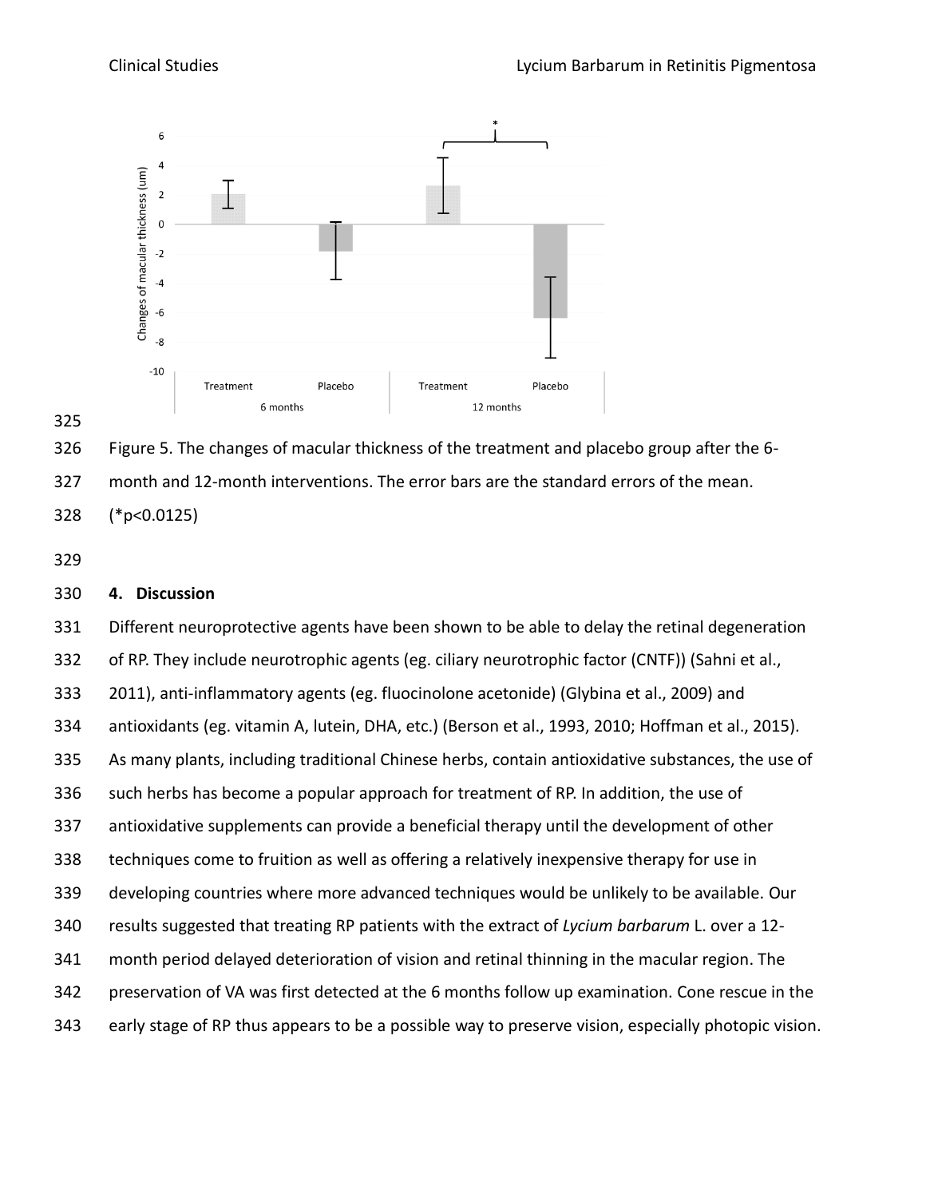Figure 5. The changes of macular thickness of the treatment and placebo group after the 6-month and 12-month interventions. The error bars are the standard errors of the mean. (*p<0.0125)

## 4. Discussion

Different neuroprotective agents have been shown to be able to delay the retinal degeneration of RP. They include neurotrophic agents (eg. ciliary neurotrophic factor (CNTF)) (Sahni et al., 2011), anti-inflammatory agents (eg. fluocinolone acetonide) (Glybina et al., 2009) and antioxidants (eg. vitamin A, lutein, DHA, etc.) (Berson et al., 1993, 2010; Hoffman et al., 2015). As many plants, including traditional Chinese herbs, contain antioxidative substances, the use of such herbs has become a popular approach for treatment of RP. In addition, the use of antioxidative supplements can provide a beneficial therapy until the development of other techniques come to fruition as well as offering a relatively inexpensive therapy for use in developing countries where more advanced techniques would be unlikely to be available. Our results suggested that treating RP patients with the extract of *Lycium barbarum* L. over a 12-month period delayed deterioration of vision and retinal thinning in the macular region. The preservation of VA was first detected at the 6 months follow up examination. Cone rescue in the early stage of RP thus appears to be a possible way to preserve vision, especially photopic vision.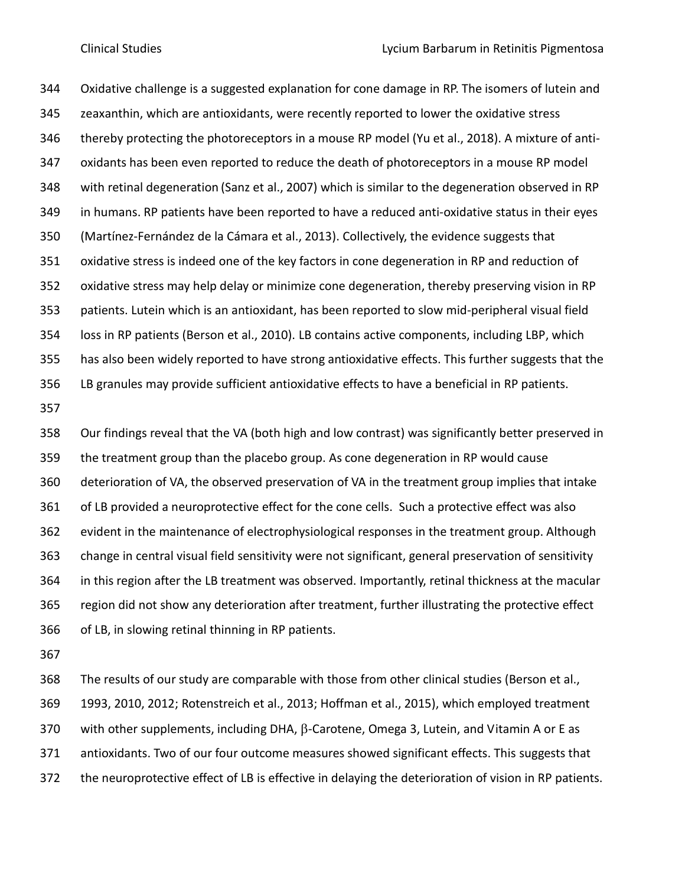Oxidative challenge is a suggested explanation for cone damage in RP. The isomers of lutein and zeaxanthin, which are antioxidants, were recently reported to lower the oxidative stress thereby protecting the photoreceptors in a mouse RP model (Yu et al., 2018). A mixture of anti-oxidants has been even reported to reduce the death of photoreceptors in a mouse RP model with retinal degeneration (Sanz et al., 2007) which is similar to the degeneration observed in RP in humans. RP patients have been reported to have a reduced anti-oxidative status in their eyes (Martínez-Fernández de la Cámara et al., 2013). Collectively, the evidence suggests that oxidative stress is indeed one of the key factors in cone degeneration in RP and reduction of oxidative stress may help delay or minimize cone degeneration, thereby preserving vision in RP patients. Lutein which is an antioxidant, has been reported to slow mid-peripheral visual field loss in RP patients (Berson et al., 2010). LB contains active components, including LBP, which has also been widely reported to have strong antioxidative effects. This further suggests that the LB granules may provide sufficient antioxidative effects to have a beneficial in RP patients.

Our findings reveal that the VA (both high and low contrast) was significantly better preserved in the treatment group than the placebo group. As cone degeneration in RP would cause deterioration of VA, the observed preservation of VA in the treatment group implies that intake of LB provided a neuroprotective effect for the cone cells. Such a protective effect was also evident in the maintenance of electrophysiological responses in the treatment group. Although change in central visual field sensitivity were not significant, general preservation of sensitivity in this region after the LB treatment was observed. Importantly, retinal thickness at the macular region did not show any deterioration after treatment, further illustrating the protective effect of LB, in slowing retinal thinning in RP patients.

The results of our study are comparable with those from other clinical studies (Berson et al., 1993, 2010, 2012; Rotenstreich et al., 2013; Hoffman et al., 2015), which employed treatment with other supplements, including DHA, $\beta$-Carotene, Omega 3, Lutein, and Vitamin A or E as antioxidants. Two of our four outcome measures showed significant effects. This suggests that the neuroprotective effect of LB is effective in delaying the deterioration of vision in RP patients.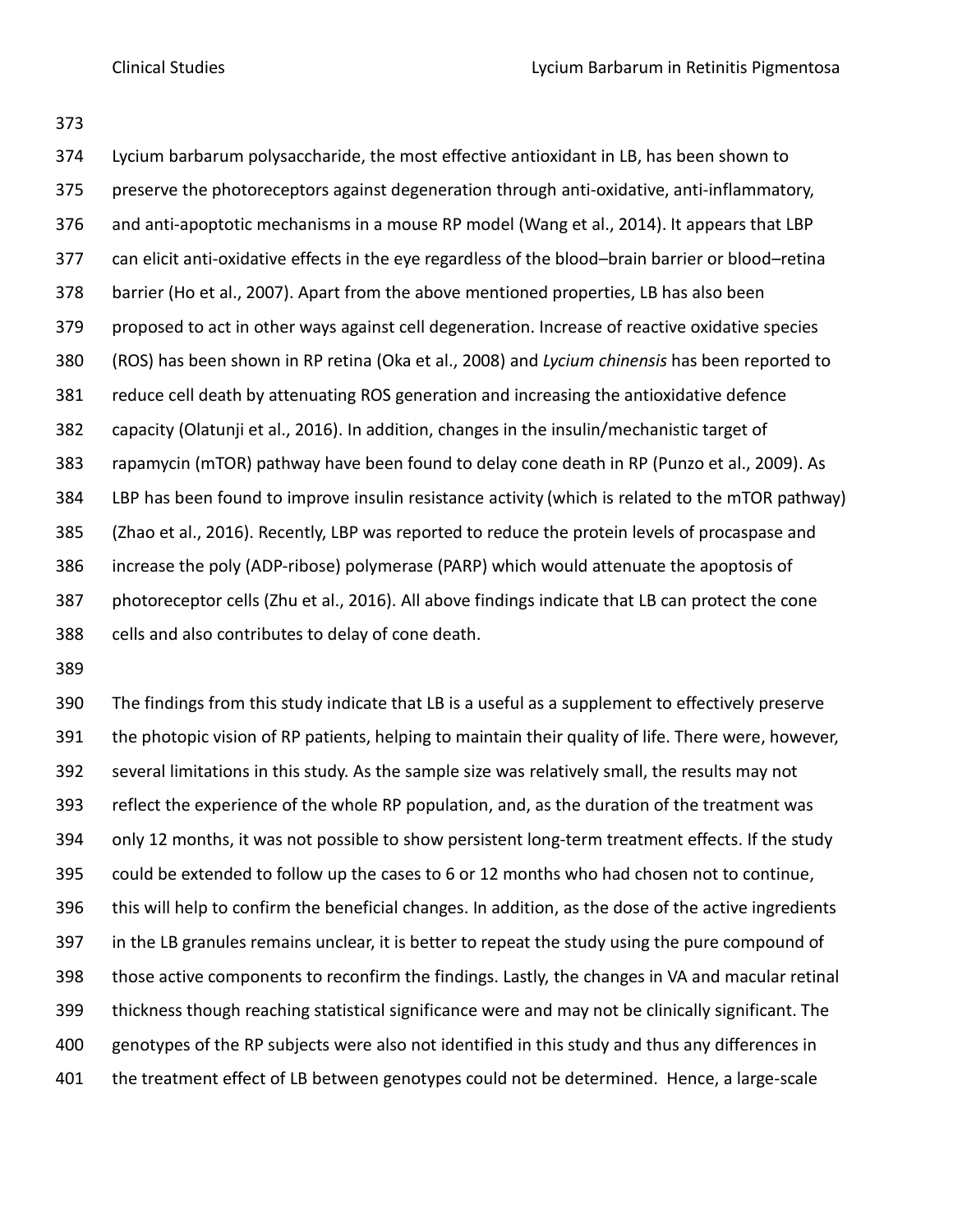Lycium barbarum polysaccharide, the most effective antioxidant in LB, has been shown to preserve the photoreceptors against degeneration through anti-oxidative, anti-inflammatory, and anti-apoptotic mechanisms in a mouse RP model (Wang et al., 2014). It appears that LBP can elicit anti-oxidative effects in the eye regardless of the blood–brain barrier or blood–retina barrier (Ho et al., 2007). Apart from the above mentioned properties, LB has also been proposed to act in other ways against cell degeneration. Increase of reactive oxidative species (ROS) has been shown in RP retina (Oka et al., 2008) and *Lycium chinensis* has been reported to reduce cell death by attenuating ROS generation and increasing the antioxidative defence capacity (Olatunji et al., 2016). In addition, changes in the insulin/mechanistic target of rapamycin (mTOR) pathway have been found to delay cone death in RP (Punzo et al., 2009). As LBP has been found to improve insulin resistance activity (which is related to the mTOR pathway) (Zhao et al., 2016). Recently, LBP was reported to reduce the protein levels of procaspase and increase the poly (ADP-ribose) polymerase (PARP) which would attenuate the apoptosis of photoreceptor cells (Zhu et al., 2016). All above findings indicate that LB can protect the cone cells and also contributes to delay of cone death.

The findings from this study indicate that LB is a useful as a supplement to effectively preserve the photopic vision of RP patients, helping to maintain their quality of life. There were, however, several limitations in this study. As the sample size was relatively small, the results may not reflect the experience of the whole RP population, and, as the duration of the treatment was only 12 months, it was not possible to show persistent long-term treatment effects. If the study could be extended to follow up the cases to 6 or 12 months who had chosen not to continue, this will help to confirm the beneficial changes. In addition, as the dose of the active ingredients in the LB granules remains unclear, it is better to repeat the study using the pure compound of those active components to reconfirm the findings. Lastly, the changes in VA and macular retinal thickness though reaching statistical significance were and may not be clinically significant. The genotypes of the RP subjects were also not identified in this study and thus any differences in the treatment effect of LB between genotypes could not be determined. Hence, a large-scale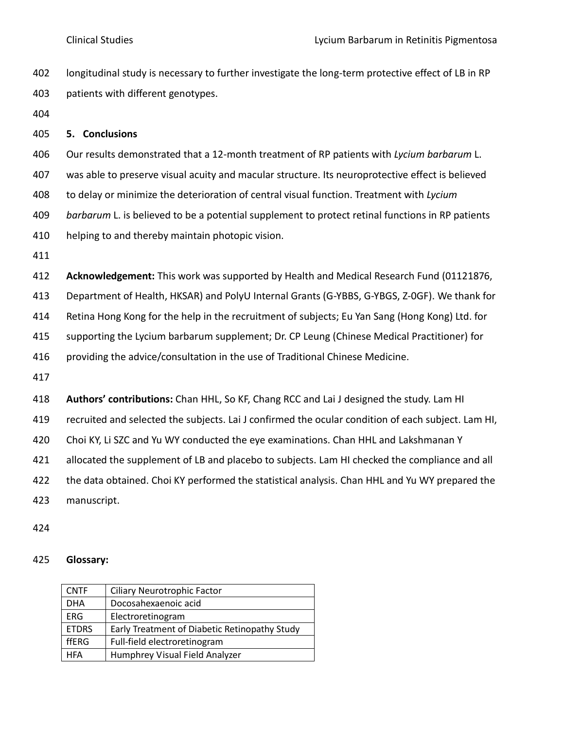longitudinal study is necessary to further investigate the long-term protective effect of LB in RP patients with different genotypes.

## 5. Conclusions

Our results demonstrated that a 12-month treatment of RP patients with *Lycium barbarum* L. was able to preserve visual acuity and macular structure. Its neuroprotective effect is believed to delay or minimize the deterioration of central visual function. Treatment with *Lycium barbarum* L. is believed to be a potential supplement to protect retinal functions in RP patients helping to and thereby maintain photopic vision.

**Acknowledgement:** This work was supported by Health and Medical Research Fund (01121876, Department of Health, HKSAR) and PolyU Internal Grants (G-YBBS, G-YBGS, Z-0GF). We thank for Retina Hong Kong for the help in the recruitment of subjects; Eu Yan Sang (Hong Kong) Ltd. for supporting the Lycium barbarum supplement; Dr. CP Leung (Chinese Medical Practitioner) for providing the advice/consultation in the use of Traditional Chinese Medicine.

**Authors' contributions:** Chan HHL, So KF, Chang RCC and Lai J designed the study. Lam HI recruited and selected the subjects. Lai J confirmed the ocular condition of each subject. Lam HI, Choi KY, Li SZC and Yu WY conducted the eye examinations. Chan HHL and Lakshmanan Y allocated the supplement of LB and placebo to subjects. Lam HI checked the compliance and all the data obtained. Choi KY performed the statistical analysis. Chan HHL and Yu WY prepared the manuscript.

**Glossary:**

| | |
|---|---|
| CNTF | Ciliary Neurotrophic Factor |
| DHA | Docosahexaenoic acid |
| ERG | Electroretinogram |
| ETDRS | Early Treatment of Diabetic Retinopathy Study |
| ffERG | Full-field electroretinogram |
| HFA | Humphrey Visual Field Analyzer |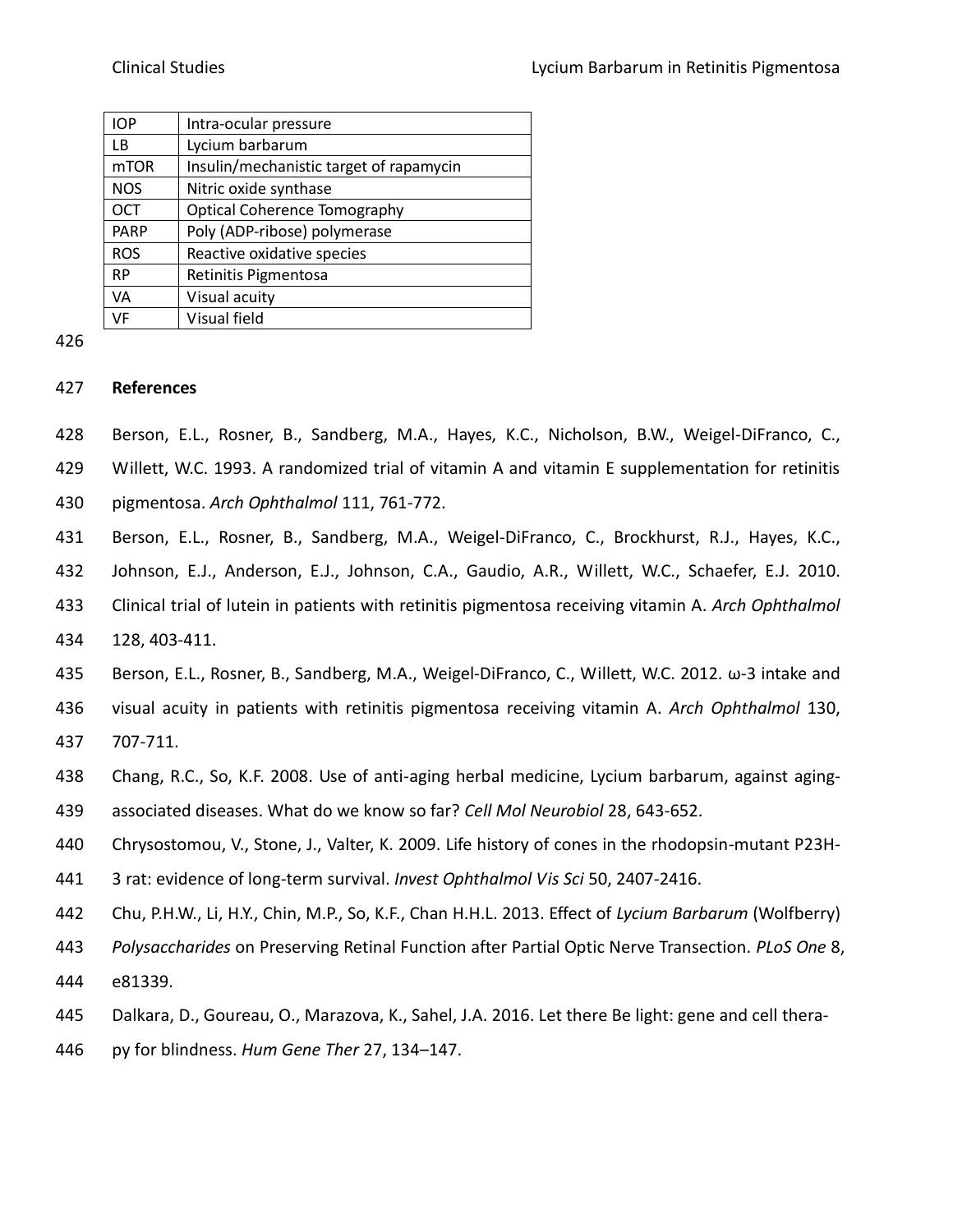| IOP | Intra-ocular pressure |
| --- | --- |
| LB | Lycium barbarum |
| mTOR | Insulin/mechanistic target of rapamycin |
| NOS | Nitric oxide synthase |
| OCT | Optical Coherence Tomography |
| PARP | Poly (ADP-ribose) polymerase |
| ROS | Reactive oxidative species |
| RP | Retinitis Pigmentosa |
| VA | Visual acuity |
| VF | Visual field |

## References

Berson, E.L., Rosner, B., Sandberg, M.A., Hayes, K.C., Nicholson, B.W., Weigel-DiFranco, C., Willett, W.C. 1993. A randomized trial of vitamin A and vitamin E supplementation for retinitis pigmentosa. *Arch Ophthalmol* 111, 761-772.

Berson, E.L., Rosner, B., Sandberg, M.A., Weigel-DiFranco, C., Brockhurst, R.J., Hayes, K.C., Johnson, E.J., Anderson, E.J., Johnson, C.A., Gaudio, A.R., Willett, W.C., Schaefer, E.J. 2010. Clinical trial of lutein in patients with retinitis pigmentosa receiving vitamin A. *Arch Ophthalmol* 128, 403-411.

Berson, E.L., Rosner, B., Sandberg, M.A., Weigel-DiFranco, C., Willett, W.C. 2012. ω-3 intake and visual acuity in patients with retinitis pigmentosa receiving vitamin A. *Arch Ophthalmol* 130, 707-711.

Chang, R.C., So, K.F. 2008. Use of anti-aging herbal medicine, Lycium barbarum, against aging-associated diseases. What do we know so far? *Cell Mol Neurobiol* 28, 643-652.

Chrysostomou, V., Stone, J., Valter, K. 2009. Life history of cones in the rhodopsin-mutant P23H-3 rat: evidence of long-term survival. *Invest Ophthalmol Vis Sci* 50, 2407-2416.

Chu, P.H.W., Li, H.Y., Chin, M.P., So, K.F., Chan H.H.L. 2013. Effect of *Lycium Barbarum* (Wolfberry) *Polysaccharides* on Preserving Retinal Function after Partial Optic Nerve Transection. *PLoS One* 8, e81339.

Dalkara, D., Goureau, O., Marazova, K., Sahel, J.A. 2016. Let there Be light: gene and cell therapy for blindness. *Hum Gene Ther* 27, 134–147.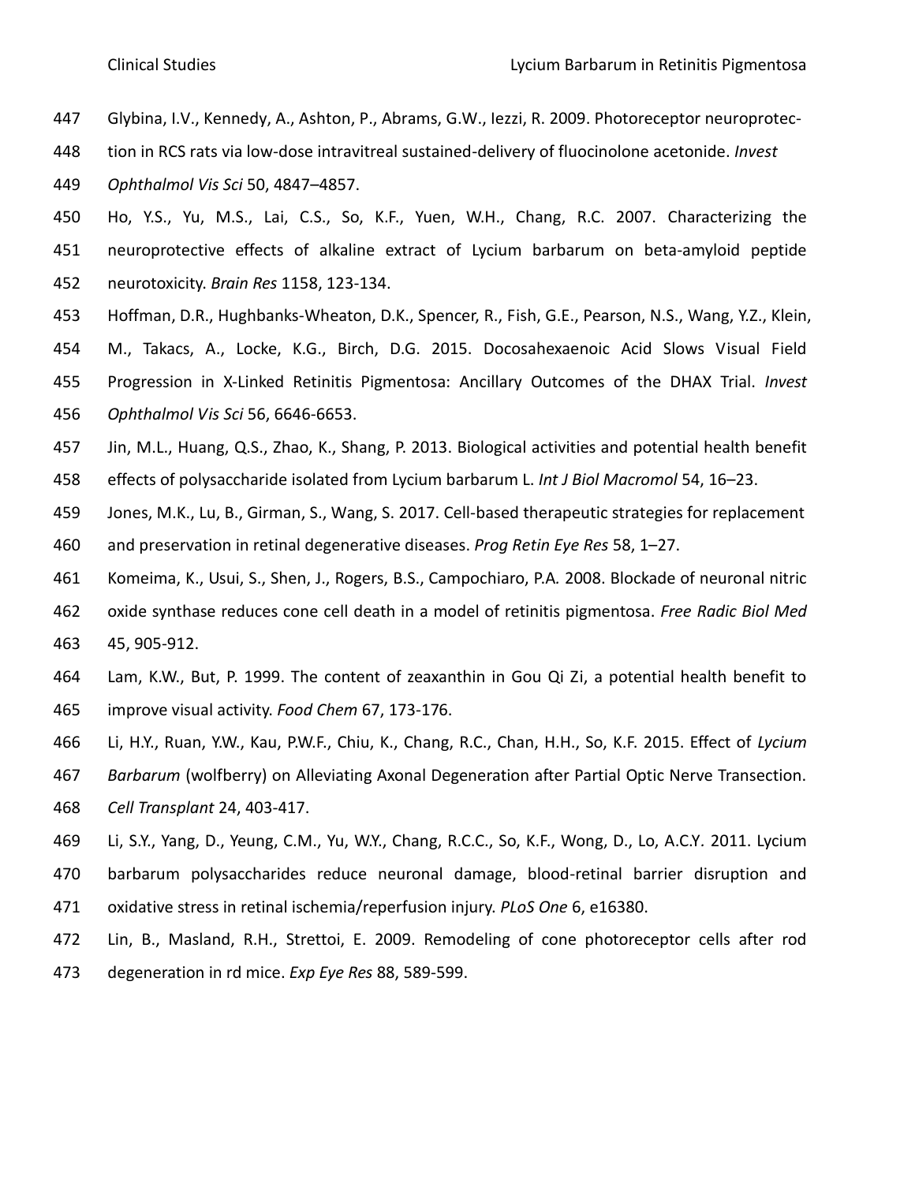Glybina, I.V., Kennedy, A., Ashton, P., Abrams, G.W., Iezzi, R. 2009. Photoreceptor neuroprotection in RCS rats via low-dose intravitreal sustained-delivery of fluocinolone acetonide. *Invest Ophthalmol Vis Sci* 50, 4847–4857.

Ho, Y.S., Yu, M.S., Lai, C.S., So, K.F., Yuen, W.H., Chang, R.C. 2007. Characterizing the neuroprotective effects of alkaline extract of Lycium barbarum on beta-amyloid peptide neurotoxicity. *Brain Res* 1158, 123-134.

Hoffman, D.R., Hughbanks-Wheaton, D.K., Spencer, R., Fish, G.E., Pearson, N.S., Wang, Y.Z., Klein, M., Takacs, A., Locke, K.G., Birch, D.G. 2015. Docosahexaenoic Acid Slows Visual Field Progression in X-Linked Retinitis Pigmentosa: Ancillary Outcomes of the DHAX Trial. *Invest Ophthalmol Vis Sci* 56, 6646-6653.

Jin, M.L., Huang, Q.S., Zhao, K., Shang, P. 2013. Biological activities and potential health benefit effects of polysaccharide isolated from Lycium barbarum L. *Int J Biol Macromol* 54, 16–23.

Jones, M.K., Lu, B., Girman, S., Wang, S. 2017. Cell-based therapeutic strategies for replacement and preservation in retinal degenerative diseases. *Prog Retin Eye Res* 58, 1–27.

Komeima, K., Usui, S., Shen, J., Rogers, B.S., Campochiaro, P.A. 2008. Blockade of neuronal nitric oxide synthase reduces cone cell death in a model of retinitis pigmentosa. *Free Radic Biol Med* 45, 905-912.

Lam, K.W., But, P. 1999. The content of zeaxanthin in Gou Qi Zi, a potential health benefit to improve visual activity. *Food Chem* 67, 173-176.

Li, H.Y., Ruan, Y.W., Kau, P.W.F., Chiu, K., Chang, R.C., Chan, H.H., So, K.F. 2015. Effect of *Lycium Barbarum* (wolfberry) on Alleviating Axonal Degeneration after Partial Optic Nerve Transection. *Cell Transplant* 24, 403-417.

Li, S.Y., Yang, D., Yeung, C.M., Yu, W.Y., Chang, R.C.C., So, K.F., Wong, D., Lo, A.C.Y. 2011. Lycium barbarum polysaccharides reduce neuronal damage, blood-retinal barrier disruption and oxidative stress in retinal ischemia/reperfusion injury. *PLoS One* 6, e16380.

Lin, B., Masland, R.H., Strettoi, E. 2009. Remodeling of cone photoreceptor cells after rod degeneration in rd mice. *Exp Eye Res* 88, 589-599.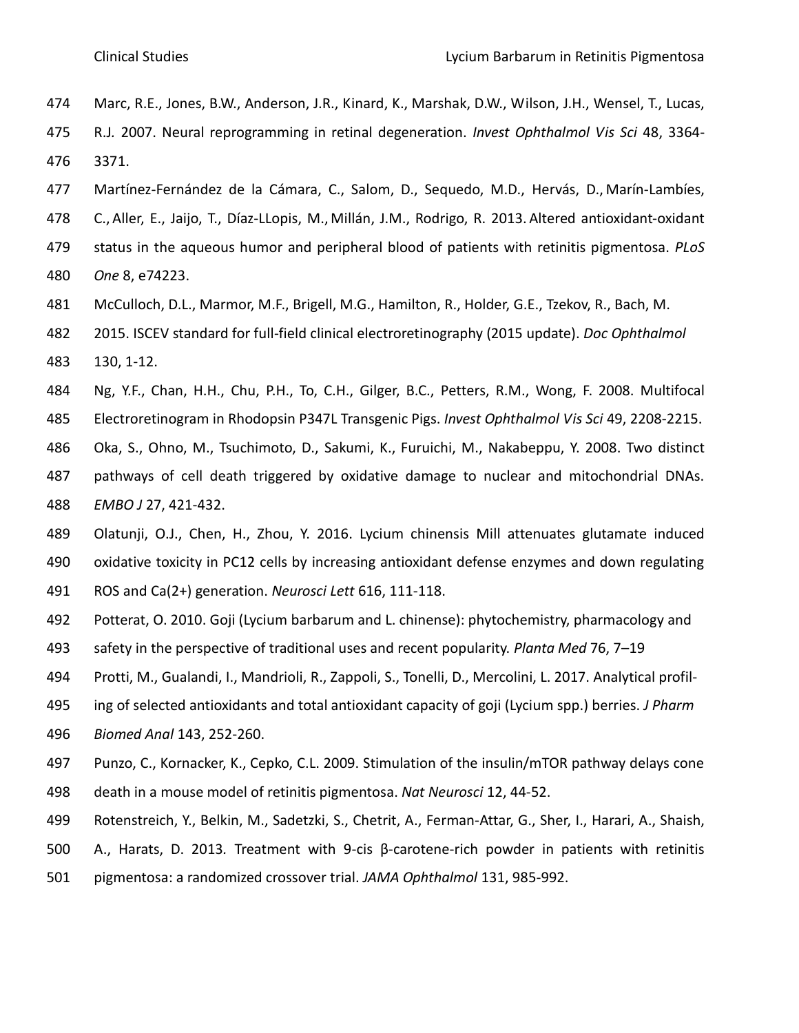Marc, R.E., Jones, B.W., Anderson, J.R., Kinard, K., Marshak, D.W., Wilson, J.H., Wensel, T., Lucas, R.J. 2007. Neural reprogramming in retinal degeneration. *Invest Ophthalmol Vis Sci* 48, 3364-3371.

Martínez-Fernández de la Cámara, C., Salom, D., Sequedo, M.D., Hervás, D., Marín-Lambíes, C., Aller, E., Jaijo, T., Díaz-LLopis, M., Millán, J.M., Rodrigo, R. 2013. Altered antioxidant-oxidant status in the aqueous humor and peripheral blood of patients with retinitis pigmentosa. *PLoS One* 8, e74223.

McCulloch, D.L., Marmor, M.F., Brigell, M.G., Hamilton, R., Holder, G.E., Tzekov, R., Bach, M. 2015. ISCEV standard for full-field clinical electroretinography (2015 update). *Doc Ophthalmol* 130, 1-12.

Ng, Y.F., Chan, H.H., Chu, P.H., To, C.H., Gilger, B.C., Petters, R.M., Wong, F. 2008. Multifocal Electroretinogram in Rhodopsin P347L Transgenic Pigs. *Invest Ophthalmol Vis Sci* 49, 2208-2215.

Oka, S., Ohno, M., Tsuchimoto, D., Sakumi, K., Furuichi, M., Nakabeppu, Y. 2008. Two distinct pathways of cell death triggered by oxidative damage to nuclear and mitochondrial DNAs. *EMBO J* 27, 421-432.

Olatunji, O.J., Chen, H., Zhou, Y. 2016. Lycium chinensis Mill attenuates glutamate induced oxidative toxicity in PC12 cells by increasing antioxidant defense enzymes and down regulating ROS and Ca(2+) generation. *Neurosci Lett* 616, 111-118.

Potterat, O. 2010. Goji (Lycium barbarum and L. chinense): phytochemistry, pharmacology and safety in the perspective of traditional uses and recent popularity. *Planta Med* 76, 7–19

Protti, M., Gualandi, I., Mandrioli, R., Zappoli, S., Tonelli, D., Mercolini, L. 2017. Analytical profiling of selected antioxidants and total antioxidant capacity of goji (Lycium spp.) berries. *J Pharm Biomed Anal* 143, 252-260.

Punzo, C., Kornacker, K., Cepko, C.L. 2009. Stimulation of the insulin/mTOR pathway delays cone death in a mouse model of retinitis pigmentosa. *Nat Neurosci* 12, 44-52.

Rotenstreich, Y., Belkin, M., Sadetzki, S., Chetrit, A., Ferman-Attar, G., Sher, I., Harari, A., Shaish, A., Harats, D. 2013. Treatment with 9-cis β-carotene-rich powder in patients with retinitis pigmentosa: a randomized crossover trial. *JAMA Ophthalmol* 131, 985-992.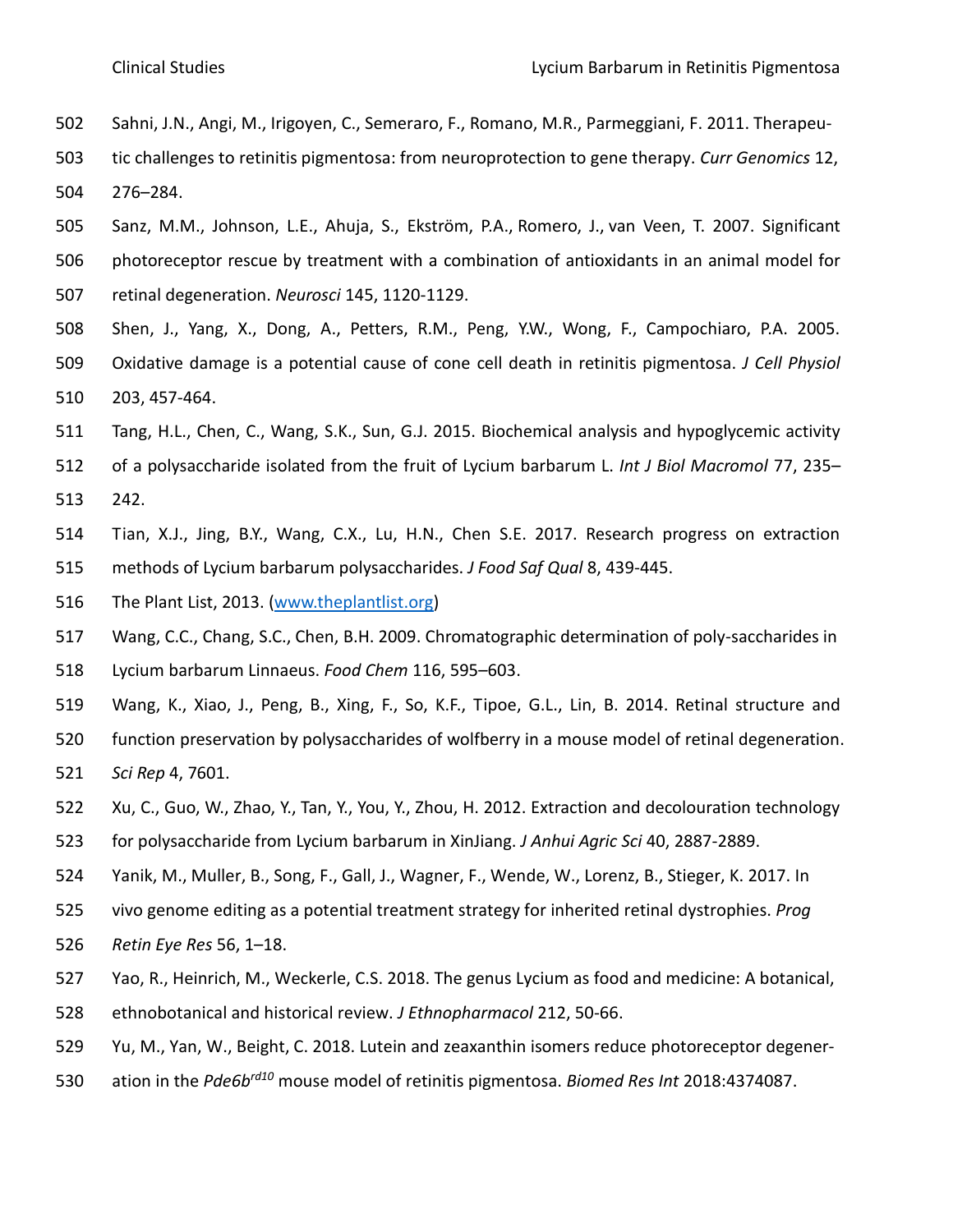Sahni, J.N., Angi, M., Irigoyen, C., Semeraro, F., Romano, M.R., Parmeggiani, F. 2011. Therapeutic challenges to retinitis pigmentosa: from neuroprotection to gene therapy. *Curr Genomics* 12, 276–284.

Sanz, M.M., Johnson, L.E., Ahuja, S., Ekström, P.A., Romero, J., van Veen, T. 2007. Significant photoreceptor rescue by treatment with a combination of antioxidants in an animal model for retinal degeneration. *Neurosci* 145, 1120-1129.

Shen, J., Yang, X., Dong, A., Petters, R.M., Peng, Y.W., Wong, F., Campochiaro, P.A. 2005. Oxidative damage is a potential cause of cone cell death in retinitis pigmentosa. *J Cell Physiol* 203, 457-464.

Tang, H.L., Chen, C., Wang, S.K., Sun, G.J. 2015. Biochemical analysis and hypoglycemic activity of a polysaccharide isolated from the fruit of Lycium barbarum L. *Int J Biol Macromol* 77, 235–242.

Tian, X.J., Jing, B.Y., Wang, C.X., Lu, H.N., Chen S.E. 2017. Research progress on extraction methods of Lycium barbarum polysaccharides. *J Food Saf Qual* 8, 439-445.

The Plant List, 2013. (www.theplantlist.org)

Wang, C.C., Chang, S.C., Chen, B.H. 2009. Chromatographic determination of poly-saccharides in Lycium barbarum Linnaeus. *Food Chem* 116, 595–603.

Wang, K., Xiao, J., Peng, B., Xing, F., So, K.F., Tipoe, G.L., Lin, B. 2014. Retinal structure and function preservation by polysaccharides of wolfberry in a mouse model of retinal degeneration. *Sci Rep* 4, 7601.

Xu, C., Guo, W., Zhao, Y., Tan, Y., You, Y., Zhou, H. 2012. Extraction and decolouration technology for polysaccharide from Lycium barbarum in XinJiang. *J Anhui Agric Sci* 40, 2887-2889.

Yanik, M., Muller, B., Song, F., Gall, J., Wagner, F., Wende, W., Lorenz, B., Stieger, K. 2017. In vivo genome editing as a potential treatment strategy for inherited retinal dystrophies. *Prog Retin Eye Res* 56, 1–18.

Yao, R., Heinrich, M., Weckerle, C.S. 2018. The genus Lycium as food and medicine: A botanical, ethnobotanical and historical review. *J Ethnopharmacol* 212, 50-66.

Yu, M., Yan, W., Beight, C. 2018. Lutein and zeaxanthin isomers reduce photoreceptor degeneration in the *Pde6b$^{rd10}$* mouse model of retinitis pigmentosa. *Biomed Res Int* 2018:4374087.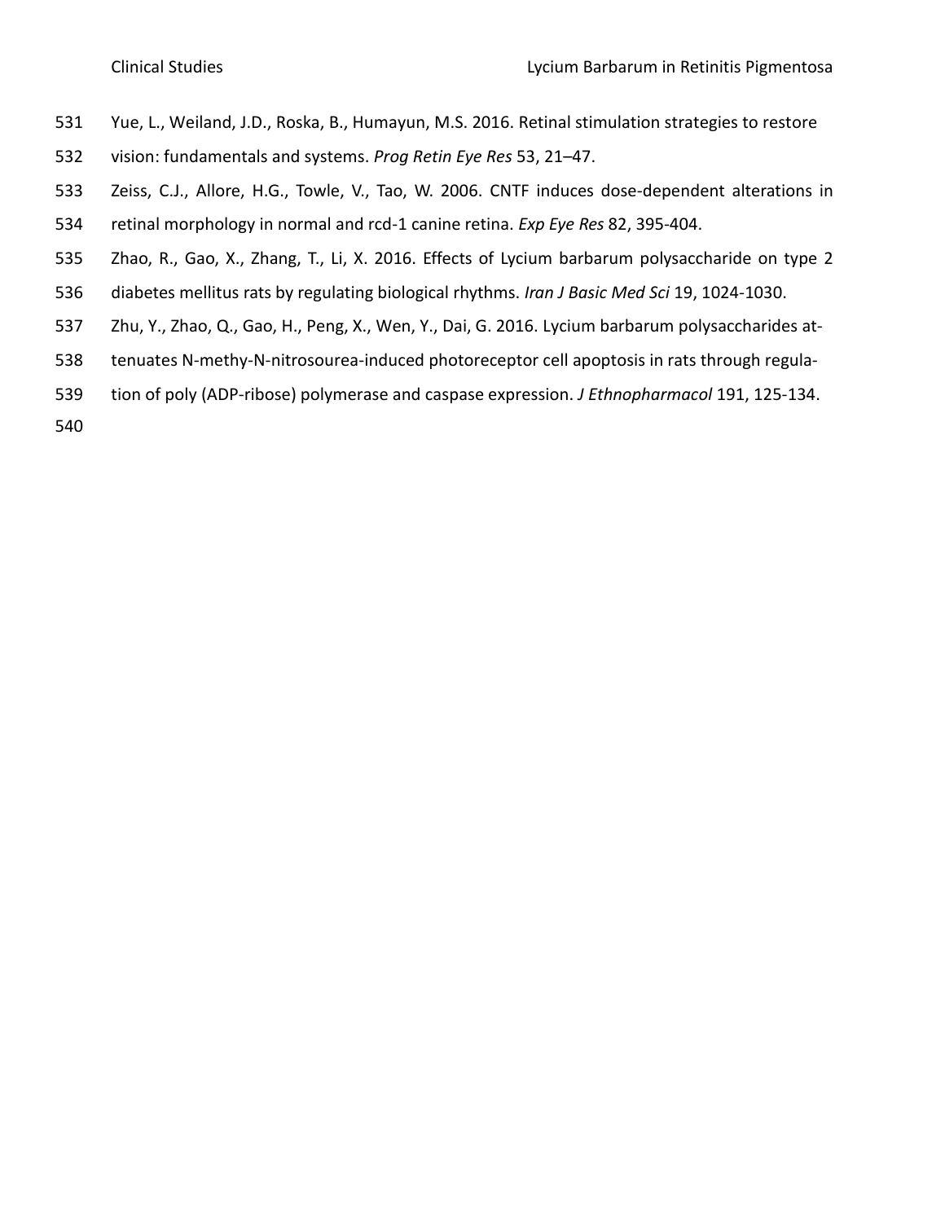Yue, L., Weiland, J.D., Roska, B., Humayun, M.S. 2016. Retinal stimulation strategies to restore vision: fundamentals and systems. *Prog Retin Eye Res* 53, 21–47.

Zeiss, C.J., Allore, H.G., Towle, V., Tao, W. 2006. CNTF induces dose-dependent alterations in retinal morphology in normal and rcd-1 canine retina. *Exp Eye Res* 82, 395-404.

Zhao, R., Gao, X., Zhang, T., Li, X. 2016. Effects of Lycium barbarum polysaccharide on type 2 diabetes mellitus rats by regulating biological rhythms. *Iran J Basic Med Sci* 19, 1024-1030.

Zhu, Y., Zhao, Q., Gao, H., Peng, X., Wen, Y., Dai, G. 2016. Lycium barbarum polysaccharides attenuates N-methy-N-nitrosourea-induced photoreceptor cell apoptosis in rats through regulation of poly (ADP-ribose) polymerase and caspase expression. *J Ethnopharmacol* 191, 125-134.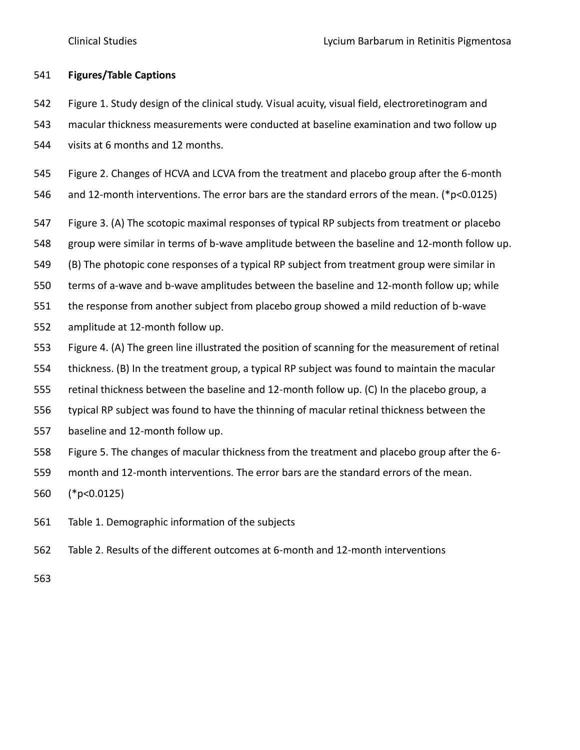**Figures/Table Captions**

Figure 1. Study design of the clinical study. Visual acuity, visual field, electroretinogram and macular thickness measurements were conducted at baseline examination and two follow up visits at 6 months and 12 months.

Figure 2. Changes of HCVA and LCVA from the treatment and placebo group after the 6-month and 12-month interventions. The error bars are the standard errors of the mean. (*$p<0.0125$)

Figure 3. (A) The scotopic maximal responses of typical RP subjects from treatment or placebo group were similar in terms of b-wave amplitude between the baseline and 12-month follow up. (B) The photopic cone responses of a typical RP subject from treatment group were similar in terms of a-wave and b-wave amplitudes between the baseline and 12-month follow up; while the response from another subject from placebo group showed a mild reduction of b-wave amplitude at 12-month follow up.

Figure 4. (A) The green line illustrated the position of scanning for the measurement of retinal thickness. (B) In the treatment group, a typical RP subject was found to maintain the macular retinal thickness between the baseline and 12-month follow up. (C) In the placebo group, a typical RP subject was found to have the thinning of macular retinal thickness between the baseline and 12-month follow up.

Figure 5. The changes of macular thickness from the treatment and placebo group after the 6-month and 12-month interventions. The error bars are the standard errors of the mean. (*$p<0.0125$)

Table 1. Demographic information of the subjects

Table 2. Results of the different outcomes at 6-month and 12-month interventions